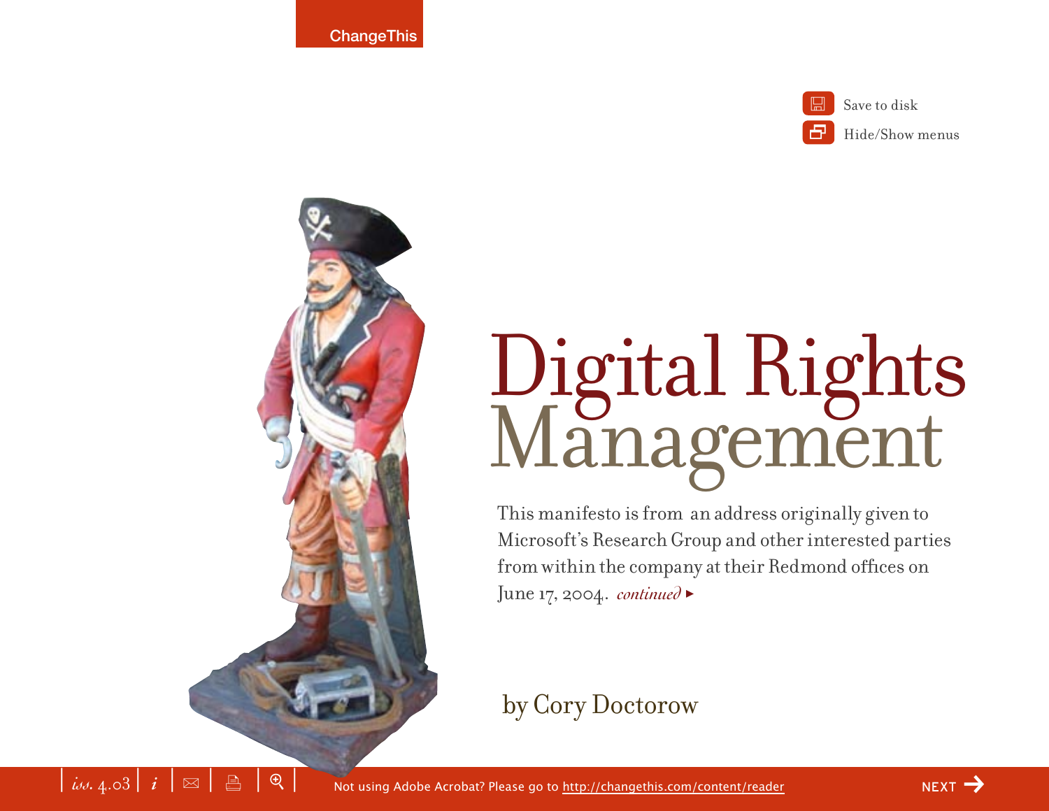# Digital Rights Management

This manifesto is from an address originally given to Microsoft's Research Group and other interested parties from within the company at their Redmond offices on June 17, 2004. *continued* ▸

by Cory Doctorow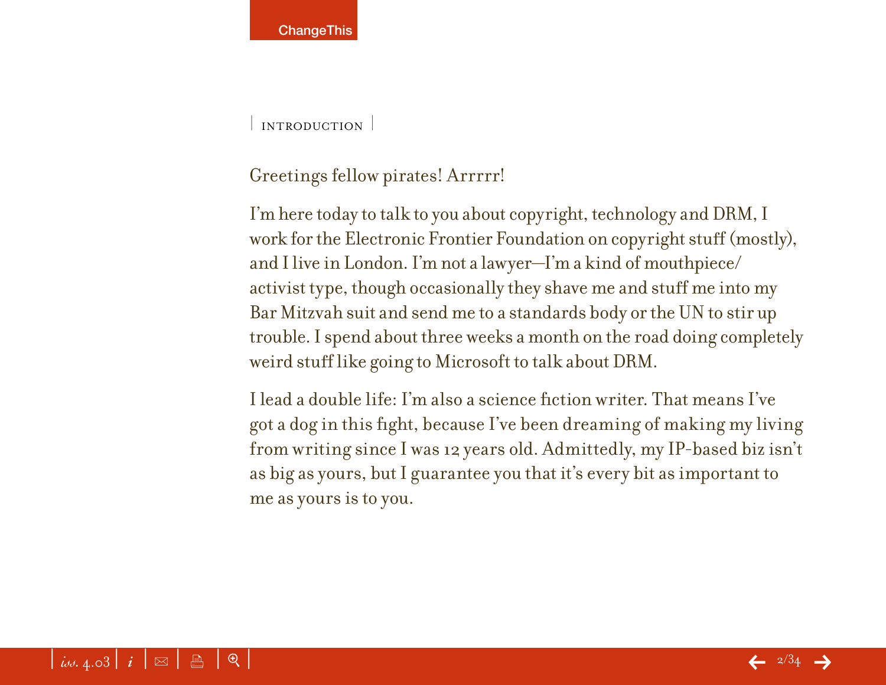## INTRODUCTION

Greetings fellow pirates! Arrrrr!

I'm here today to talk to you about copyright, technology and DRM, I work for the Electronic Frontier Foundation on copyright stuff (mostly), and I live in London. I'm not a lawyer—I'm a kind of mouthpiece/activist type, though occasionally they shave me and stuff me into my Bar Mitzvah suit and send me to a standards body or the UN to stir up trouble. I spend about three weeks a month on the road doing completely weird stuff like going to Microsoft to talk about DRM.

I lead a double life: I'm also a science fiction writer. That means I've got a dog in this fight, because I've been dreaming of making my living from writing since I was 12 years old. Admittedly, my IP-based biz isn't as big as yours, but I guarantee you that it's every bit as important to me as yours is to you.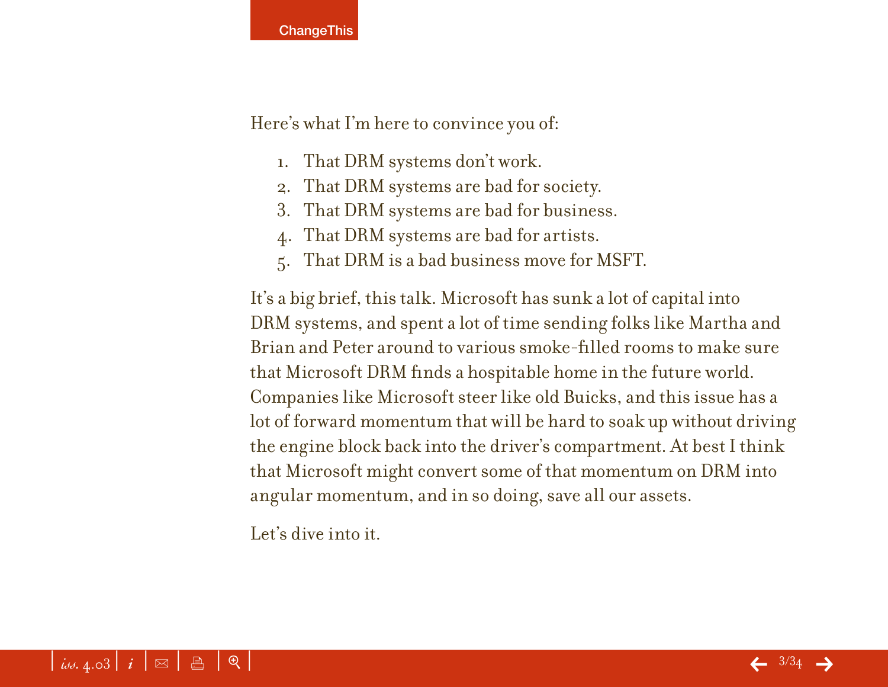Here's what I'm here to convince you of:

1. That DRM systems don't work.
2. That DRM systems are bad for society.
3. That DRM systems are bad for business.
4. That DRM systems are bad for artists.
5. That DRM is a bad business move for MSFT.

It's a big brief, this talk. Microsoft has sunk a lot of capital into DRM systems, and spent a lot of time sending folks like Martha and Brian and Peter around to various smoke-filled rooms to make sure that Microsoft DRM finds a hospitable home in the future world. Companies like Microsoft steer like old Buicks, and this issue has a lot of forward momentum that will be hard to soak up without driving the engine block back into the driver's compartment. At best I think that Microsoft might convert some of that momentum on DRM into angular momentum, and in so doing, save all our assets.

Let's dive into it.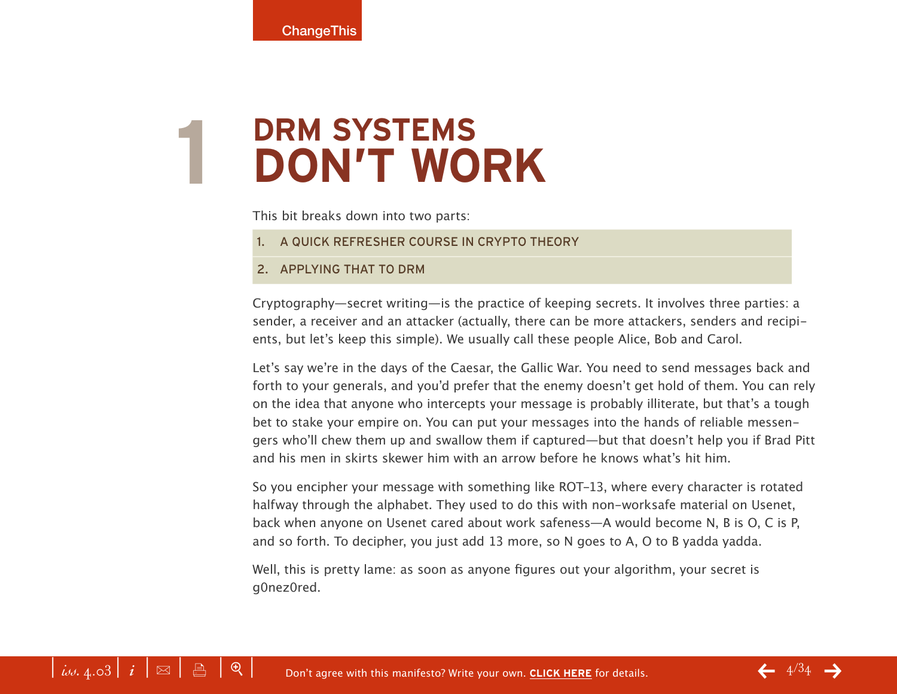# 1 DRM SYSTEMS DON'T WORK

This bit breaks down into two parts:

1. A QUICK REFRESHER COURSE IN CRYPTO THEORY
2. APPLYING THAT TO DRM

Cryptography—secret writing—is the practice of keeping secrets. It involves three parties: a sender, a receiver and an attacker (actually, there can be more attackers, senders and recipients, but let's keep this simple). We usually call these people Alice, Bob and Carol.

Let's say we're in the days of the Caesar, the Gallic War. You need to send messages back and forth to your generals, and you'd prefer that the enemy doesn't get hold of them. You can rely on the idea that anyone who intercepts your message is probably illiterate, but that's a tough bet to stake your empire on. You can put your messages into the hands of reliable messengers who'll chew them up and swallow them if captured—but that doesn't help you if Brad Pitt and his men in skirts skewer him with an arrow before he knows what's hit him.

So you encipher your message with something like ROT-13, where every character is rotated halfway through the alphabet. They used to do this with non-worksafe material on Usenet, back when anyone on Usenet cared about work safeness—A would become N, B is O, C is P, and so forth. To decipher, you just add 13 more, so N goes to A, O to B yadda yadda.

Well, this is pretty lame: as soon as anyone figures out your algorithm, your secret is g0nez0red.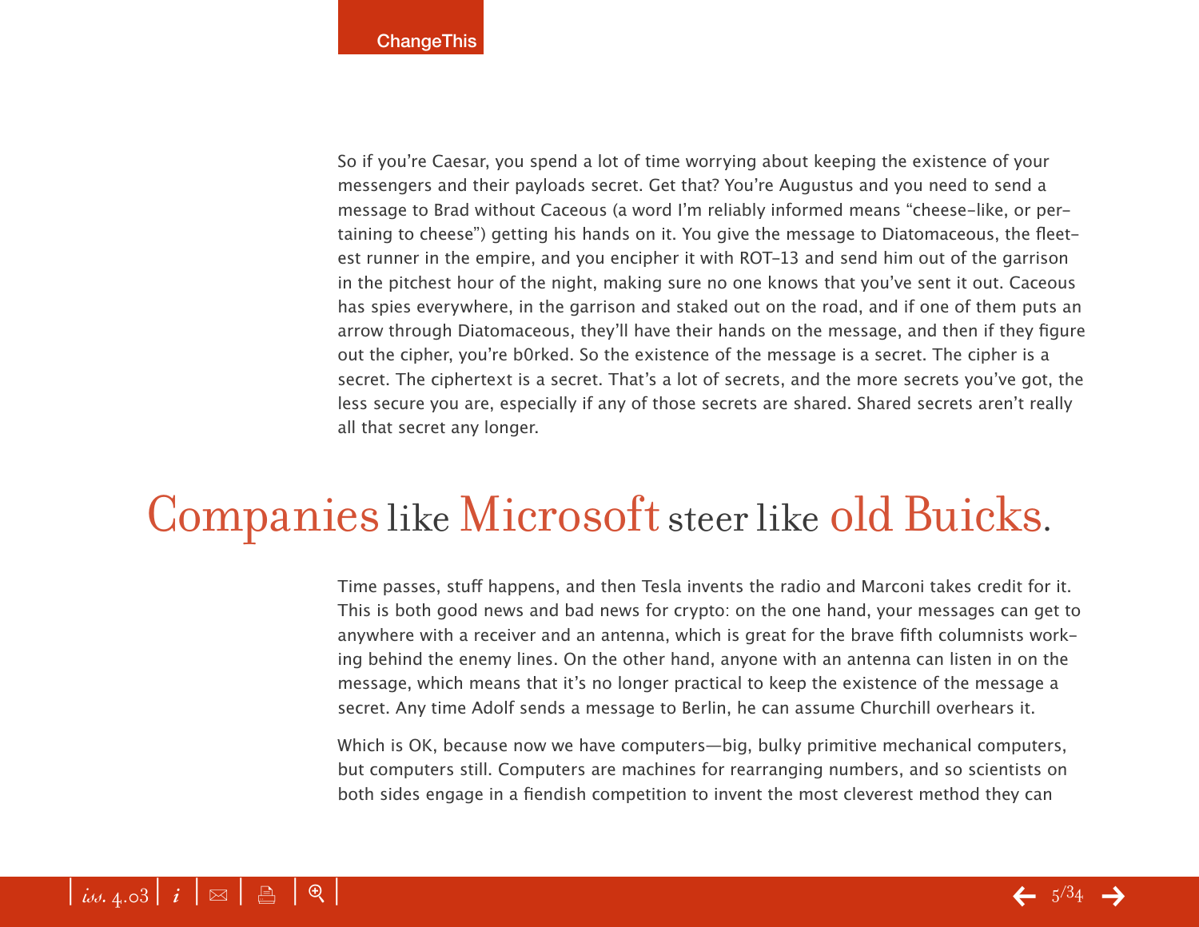So if you're Caesar, you spend a lot of time worrying about keeping the existence of your messengers and their payloads secret. Get that? You're Augustus and you need to send a message to Brad without Caceous (a word I'm reliably informed means "cheese-like, or pertaining to cheese") getting his hands on it. You give the message to Diatomaceous, the fleetest runner in the empire, and you encipher it with ROT-13 and send him out of the garrison in the pitchest hour of the night, making sure no one knows that you've sent it out. Caceous has spies everywhere, in the garrison and staked out on the road, and if one of them puts an arrow through Diatomaceous, they'll have their hands on the message, and then if they figure out the cipher, you're b0rked. So the existence of the message is a secret. The cipher is a secret. The ciphertext is a secret. That's a lot of secrets, and the more secrets you've got, the less secure you are, especially if any of those secrets are shared. Shared secrets aren't really all that secret any longer.

## Companies like Microsoft steer like old Buicks.

Time passes, stuff happens, and then Tesla invents the radio and Marconi takes credit for it. This is both good news and bad news for crypto: on the one hand, your messages can get to anywhere with a receiver and an antenna, which is great for the brave fifth columnists working behind the enemy lines. On the other hand, anyone with an antenna can listen in on the message, which means that it's no longer practical to keep the existence of the message a secret. Any time Adolf sends a message to Berlin, he can assume Churchill overhears it.

Which is OK, because now we have computers—big, bulky primitive mechanical computers, but computers still. Computers are machines for rearranging numbers, and so scientists on both sides engage in a fiendish competition to invent the most cleverest method they can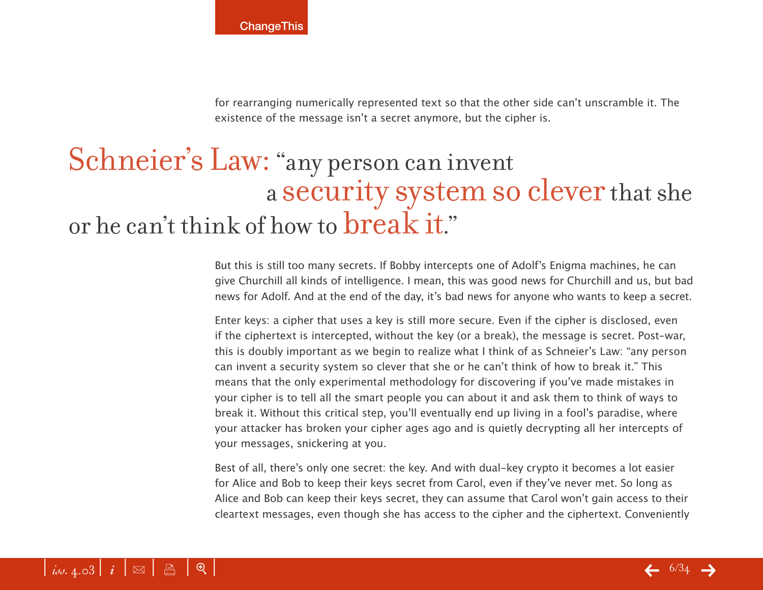for rearranging numerically represented text so that the other side can't unscramble it. The existence of the message isn't a secret anymore, but the cipher is.

> Schneier's Law: "any person can invent a security system so clever that she or he can't think of how to break it."

But this is still too many secrets. If Bobby intercepts one of Adolf's Enigma machines, he can give Churchill all kinds of intelligence. I mean, this was good news for Churchill and us, but bad news for Adolf. And at the end of the day, it's bad news for anyone who wants to keep a secret.

Enter keys: a cipher that uses a key is still more secure. Even if the cipher is disclosed, even if the ciphertext is intercepted, without the key (or a break), the message is secret. Post-war, this is doubly important as we begin to realize what I think of as Schneier's Law: "any person can invent a security system so clever that she or he can't think of how to break it." This means that the only experimental methodology for discovering if you've made mistakes in your cipher is to tell all the smart people you can about it and ask them to think of ways to break it. Without this critical step, you'll eventually end up living in a fool's paradise, where your attacker has broken your cipher ages ago and is quietly decrypting all her intercepts of your messages, snickering at you.

Best of all, there's only one secret: the key. And with dual-key crypto it becomes a lot easier for Alice and Bob to keep their keys secret from Carol, even if they've never met. So long as Alice and Bob can keep their keys secret, they can assume that Carol won't gain access to their cleartext messages, even though she has access to the cipher and the ciphertext. Conveniently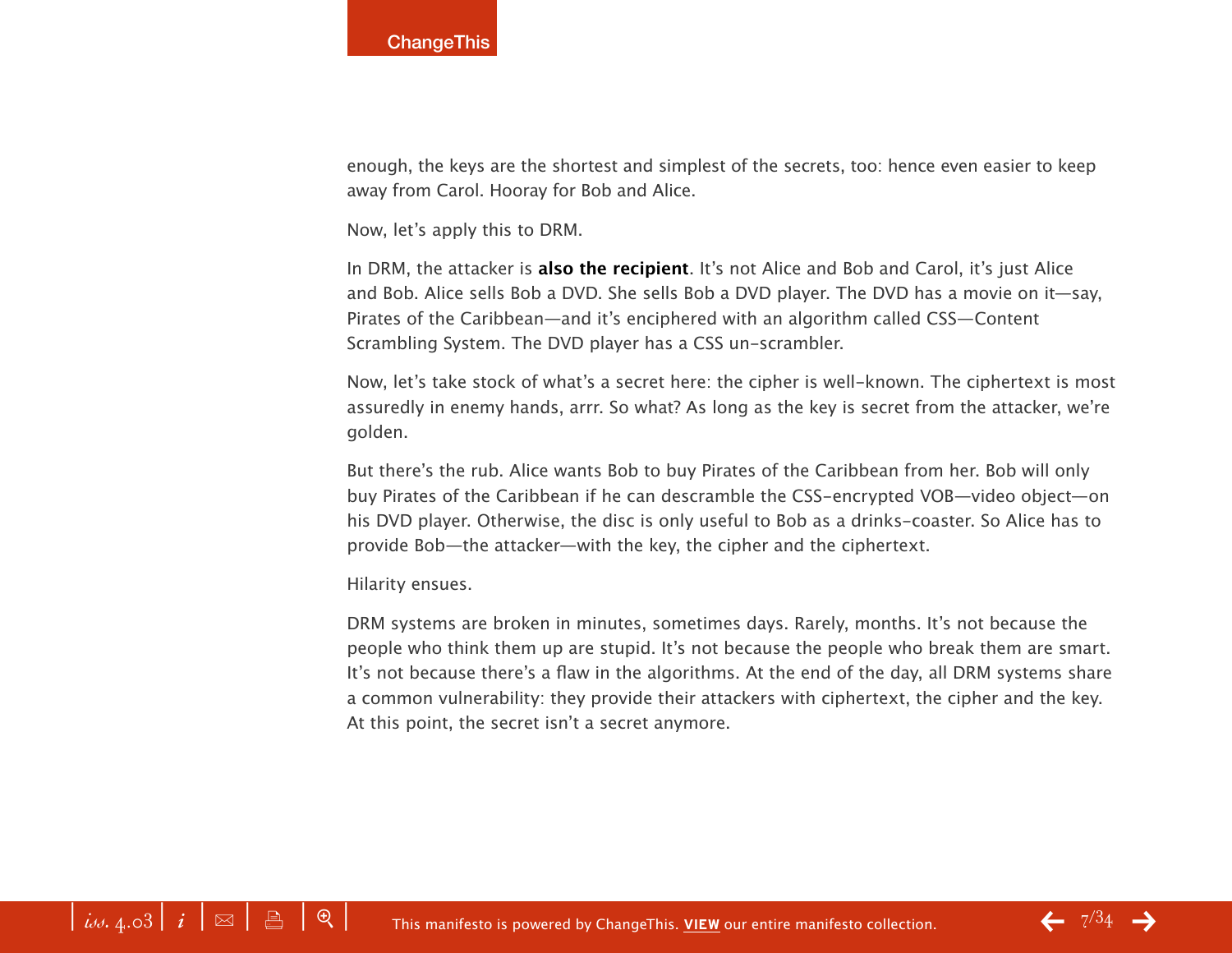enough, the keys are the shortest and simplest of the secrets, too: hence even easier to keep away from Carol. Hooray for Bob and Alice.

Now, let's apply this to DRM.

In DRM, the attacker is **also the recipient**. It's not Alice and Bob and Carol, it's just Alice and Bob. Alice sells Bob a DVD. She sells Bob a DVD player. The DVD has a movie on it—say, Pirates of the Caribbean—and it's enciphered with an algorithm called CSS—Content Scrambling System. The DVD player has a CSS un-scrambler.

Now, let's take stock of what's a secret here: the cipher is well-known. The ciphertext is most assuredly in enemy hands, arrr. So what? As long as the key is secret from the attacker, we're golden.

But there's the rub. Alice wants Bob to buy Pirates of the Caribbean from her. Bob will only buy Pirates of the Caribbean if he can descramble the CSS-encrypted VOB—video object—on his DVD player. Otherwise, the disc is only useful to Bob as a drinks-coaster. So Alice has to provide Bob—the attacker—with the key, the cipher and the ciphertext.

Hilarity ensues.

DRM systems are broken in minutes, sometimes days. Rarely, months. It's not because the people who think them up are stupid. It's not because the people who break them are smart. It's not because there's a flaw in the algorithms. At the end of the day, all DRM systems share a common vulnerability: they provide their attackers with ciphertext, the cipher and the key. At this point, the secret isn't a secret anymore.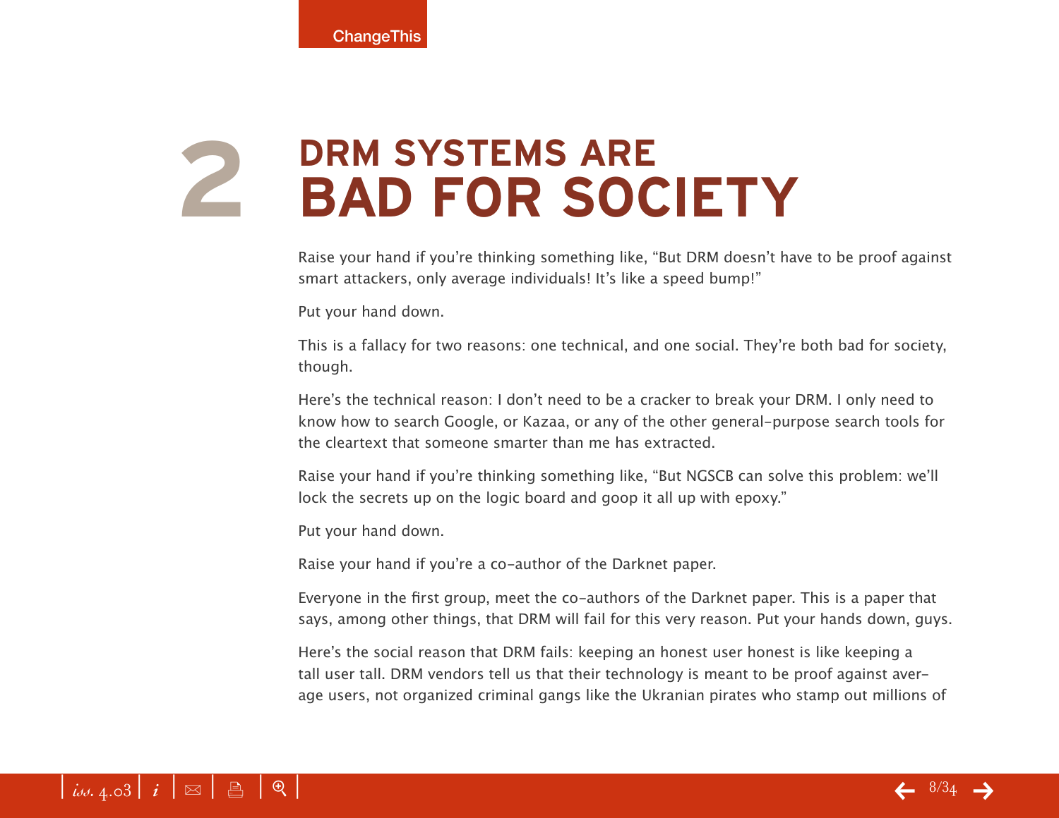# 2 DRM SYSTEMS ARE BAD FOR SOCIETY

Raise your hand if you're thinking something like, "But DRM doesn't have to be proof against smart attackers, only average individuals! It's like a speed bump!"

Put your hand down.

This is a fallacy for two reasons: one technical, and one social. They're both bad for society, though.

Here's the technical reason: I don't need to be a cracker to break your DRM. I only need to know how to search Google, or Kazaa, or any of the other general-purpose search tools for the cleartext that someone smarter than me has extracted.

Raise your hand if you're thinking something like, "But NGSCB can solve this problem: we'll lock the secrets up on the logic board and goop it all up with epoxy."

Put your hand down.

Raise your hand if you're a co-author of the Darknet paper.

Everyone in the first group, meet the co-authors of the Darknet paper. This is a paper that says, among other things, that DRM will fail for this very reason. Put your hands down, guys.

Here's the social reason that DRM fails: keeping an honest user honest is like keeping a tall user tall. DRM vendors tell us that their technology is meant to be proof against average users, not organized criminal gangs like the Ukranian pirates who stamp out millions of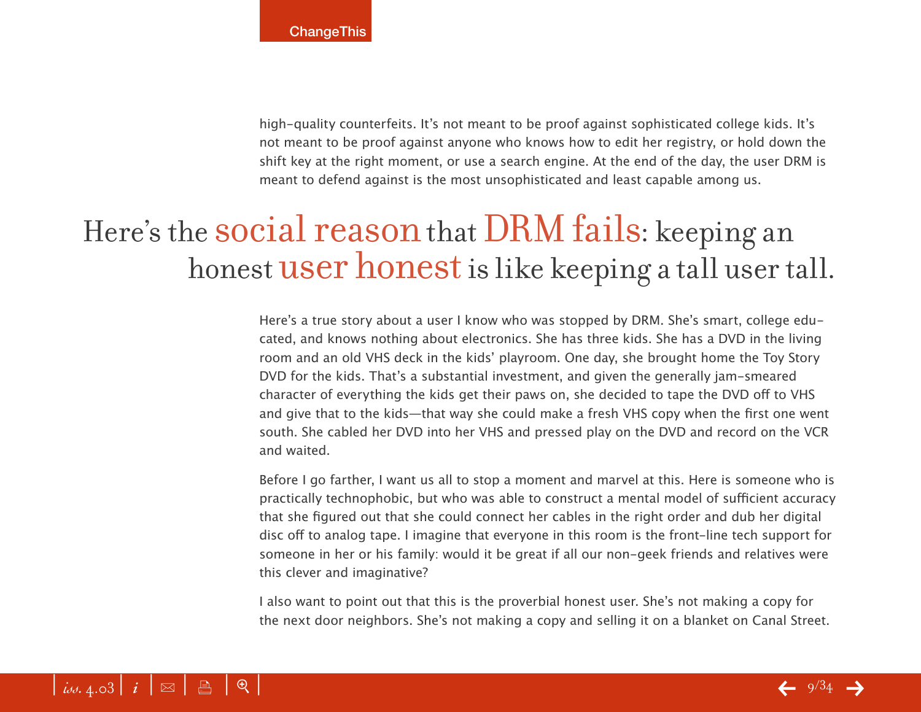high-quality counterfeits. It's not meant to be proof against sophisticated college kids. It's not meant to be proof against anyone who knows how to edit her registry, or hold down the shift key at the right moment, or use a search engine. At the end of the day, the user DRM is meant to defend against is the most unsophisticated and least capable among us.

> Here's the social reason that DRM fails: keeping an honest user honest is like keeping a tall user tall.

Here's a true story about a user I know who was stopped by DRM. She's smart, college educated, and knows nothing about electronics. She has three kids. She has a DVD in the living room and an old VHS deck in the kids' playroom. One day, she brought home the Toy Story DVD for the kids. That's a substantial investment, and given the generally jam-smeared character of everything the kids get their paws on, she decided to tape the DVD off to VHS and give that to the kids—that way she could make a fresh VHS copy when the first one went south. She cabled her DVD into her VHS and pressed play on the DVD and record on the VCR and waited.

Before I go farther, I want us all to stop a moment and marvel at this. Here is someone who is practically technophobic, but who was able to construct a mental model of sufficient accuracy that she figured out that she could connect her cables in the right order and dub her digital disc off to analog tape. I imagine that everyone in this room is the front-line tech support for someone in her or his family: would it be great if all our non-geek friends and relatives were this clever and imaginative?

I also want to point out that this is the proverbial honest user. She's not making a copy for the next door neighbors. She's not making a copy and selling it on a blanket on Canal Street.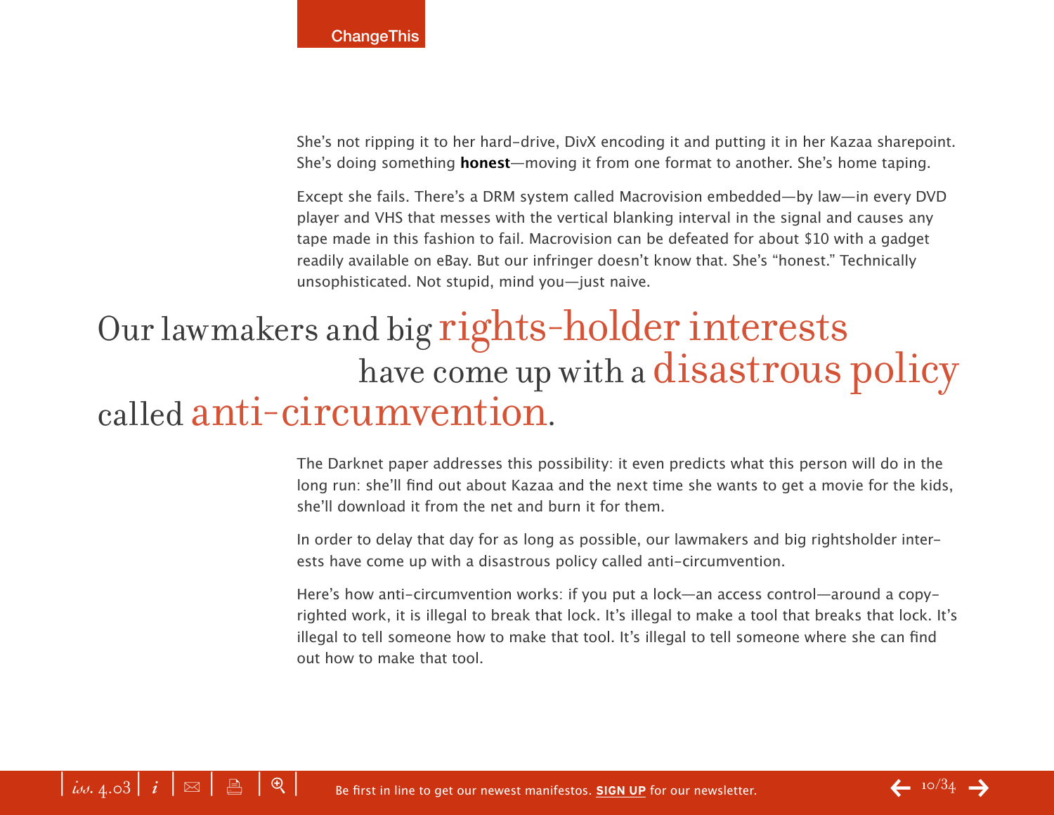She's not ripping it to her hard-drive, DivX encoding it and putting it in her Kazaa sharepoint. She's doing something **honest**—moving it from one format to another. She's home taping.

Except she fails. There's a DRM system called Macrovision embedded—by law—in every DVD player and VHS that messes with the vertical blanking interval in the signal and causes any tape made in this fashion to fail. Macrovision can be defeated for about $10 with a gadget readily available on eBay. But our infringer doesn't know that. She's "honest." Technically unsophisticated. Not stupid, mind you—just naive.

> Our lawmakers and big rights-holder interests have come up with a disastrous policy called anti-circumvention.

The Darknet paper addresses this possibility: it even predicts what this person will do in the long run: she'll find out about Kazaa and the next time she wants to get a movie for the kids, she'll download it from the net and burn it for them.

In order to delay that day for as long as possible, our lawmakers and big rightsholder interests have come up with a disastrous policy called anti-circumvention.

Here's how anti-circumvention works: if you put a lock—an access control—around a copyrighted work, it is illegal to break that lock. It's illegal to make a tool that breaks that lock. It's illegal to tell someone how to make that tool. It's illegal to tell someone where she can find out how to make that tool.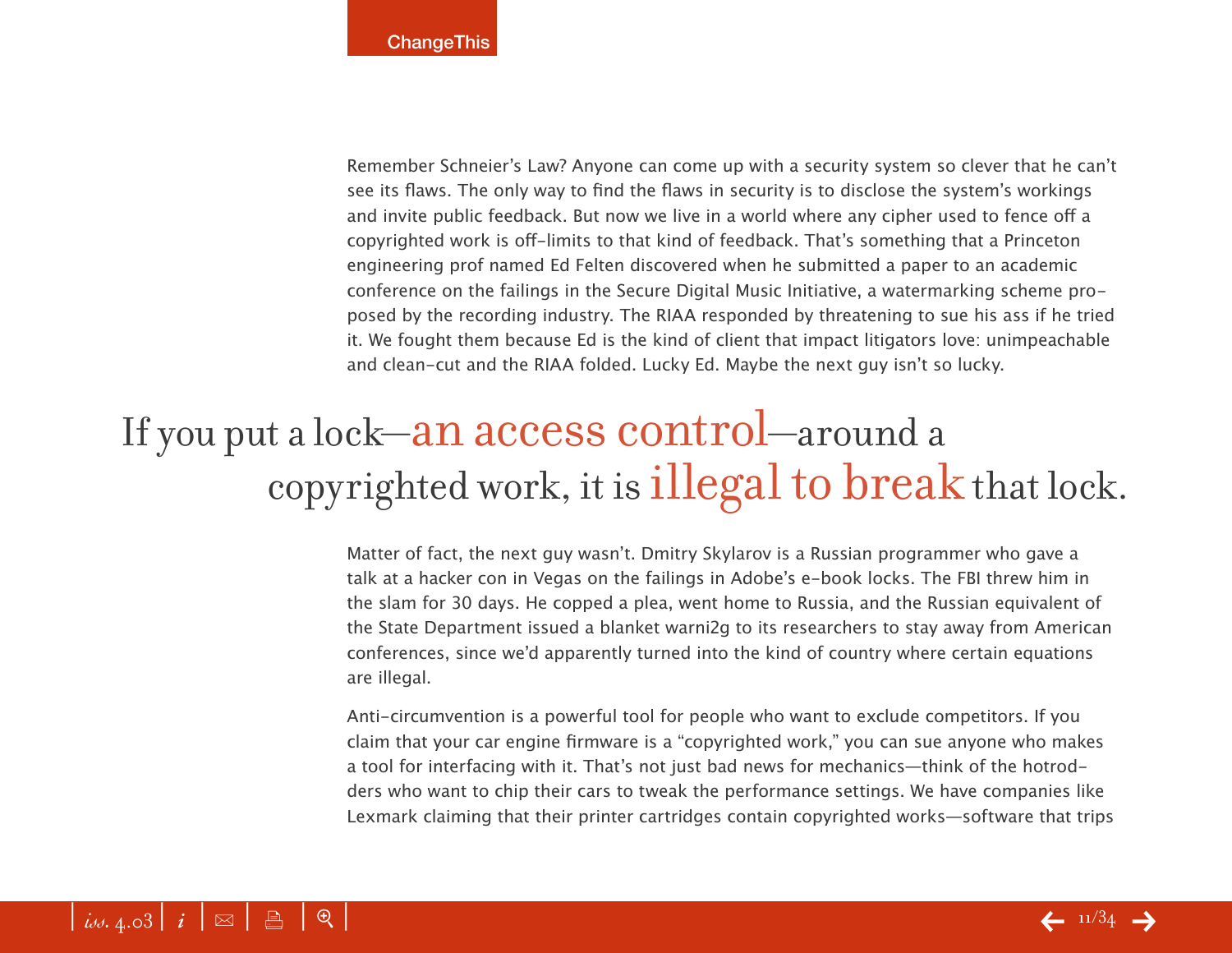Remember Schneier's Law? Anyone can come up with a security system so clever that he can't see its flaws. The only way to find the flaws in security is to disclose the system's workings and invite public feedback. But now we live in a world where any cipher used to fence off a copyrighted work is off-limits to that kind of feedback. That's something that a Princeton engineering prof named Ed Felten discovered when he submitted a paper to an academic conference on the failings in the Secure Digital Music Initiative, a watermarking scheme proposed by the recording industry. The RIAA responded by threatening to sue his ass if he tried it. We fought them because Ed is the kind of client that impact litigators love: unimpeachable and clean-cut and the RIAA folded. Lucky Ed. Maybe the next guy isn't so lucky.

> If you put a lock—an access control—around a copyrighted work, it is illegal to break that lock.

Matter of fact, the next guy wasn't. Dmitry Skylarov is a Russian programmer who gave a talk at a hacker con in Vegas on the failings in Adobe's e-book locks. The FBI threw him in the slam for 30 days. He copped a plea, went home to Russia, and the Russian equivalent of the State Department issued a blanket warni2g to its researchers to stay away from American conferences, since we'd apparently turned into the kind of country where certain equations are illegal.

Anti-circumvention is a powerful tool for people who want to exclude competitors. If you claim that your car engine firmware is a "copyrighted work," you can sue anyone who makes a tool for interfacing with it. That's not just bad news for mechanics—think of the hotrodders who want to chip their cars to tweak the performance settings. We have companies like Lexmark claiming that their printer cartridges contain copyrighted works—software that trips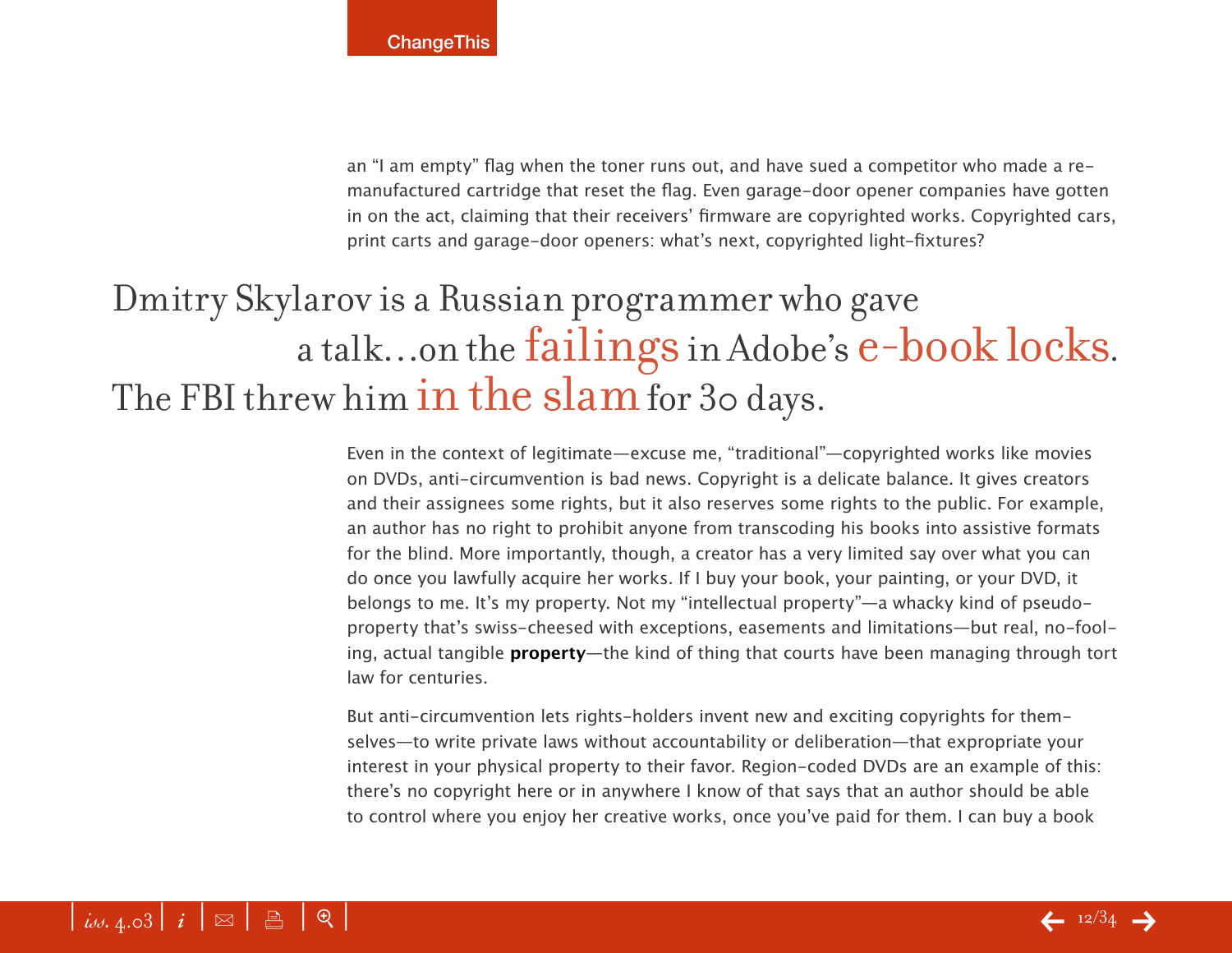an “I am empty” flag when the toner runs out, and have sued a competitor who made a re-manufactured cartridge that reset the flag. Even garage-door opener companies have gotten in on the act, claiming that their receivers’ firmware are copyrighted works. Copyrighted cars, print carts and garage-door openers: what’s next, copyrighted light-fixtures?

> Dmitry Skylarov is a Russian programmer who gave a talk…on the failings in Adobe’s e-book locks. The FBI threw him in the slam for 30 days.

Even in the context of legitimate—excuse me, “traditional”—copyrighted works like movies on DVDs, anti-circumvention is bad news. Copyright is a delicate balance. It gives creators and their assignees some rights, but it also reserves some rights to the public. For example, an author has no right to prohibit anyone from transcoding his books into assistive formats for the blind. More importantly, though, a creator has a very limited say over what you can do once you lawfully acquire her works. If I buy your book, your painting, or your DVD, it belongs to me. It’s my property. Not my “intellectual property”—a whacky kind of pseudo-property that’s swiss-cheesed with exceptions, easements and limitations—but real, no-fooling, actual tangible **property**—the kind of thing that courts have been managing through tort law for centuries.

But anti-circumvention lets rights-holders invent new and exciting copyrights for themselves—to write private laws without accountability or deliberation—that expropriate your interest in your physical property to their favor. Region-coded DVDs are an example of this: there’s no copyright here or in anywhere I know of that says that an author should be able to control where you enjoy her creative works, once you’ve paid for them. I can buy a book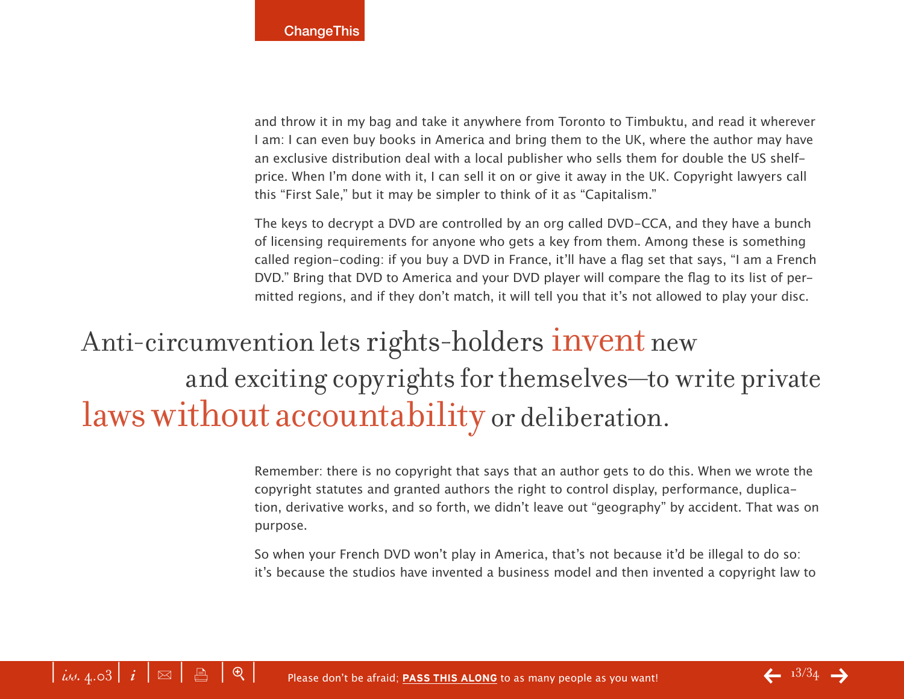and throw it in my bag and take it anywhere from Toronto to Timbuktu, and read it wherever I am: I can even buy books in America and bring them to the UK, where the author may have an exclusive distribution deal with a local publisher who sells them for double the US shelf-price. When I'm done with it, I can sell it on or give it away in the UK. Copyright lawyers call this "First Sale," but it may be simpler to think of it as "Capitalism."

The keys to decrypt a DVD are controlled by an org called DVD-CCA, and they have a bunch of licensing requirements for anyone who gets a key from them. Among these is something called region-coding: if you buy a DVD in France, it'll have a flag set that says, "I am a French DVD." Bring that DVD to America and your DVD player will compare the flag to its list of permitted regions, and if they don't match, it will tell you that it's not allowed to play your disc.

> Anti-circumvention lets rights-holders invent new and exciting copyrights for themselves—to write private laws without accountability or deliberation.

Remember: there is no copyright that says that an author gets to do this. When we wrote the copyright statutes and granted authors the right to control display, performance, duplication, derivative works, and so forth, we didn't leave out "geography" by accident. That was on purpose.

So when your French DVD won't play in America, that's not because it'd be illegal to do so: it's because the studios have invented a business model and then invented a copyright law to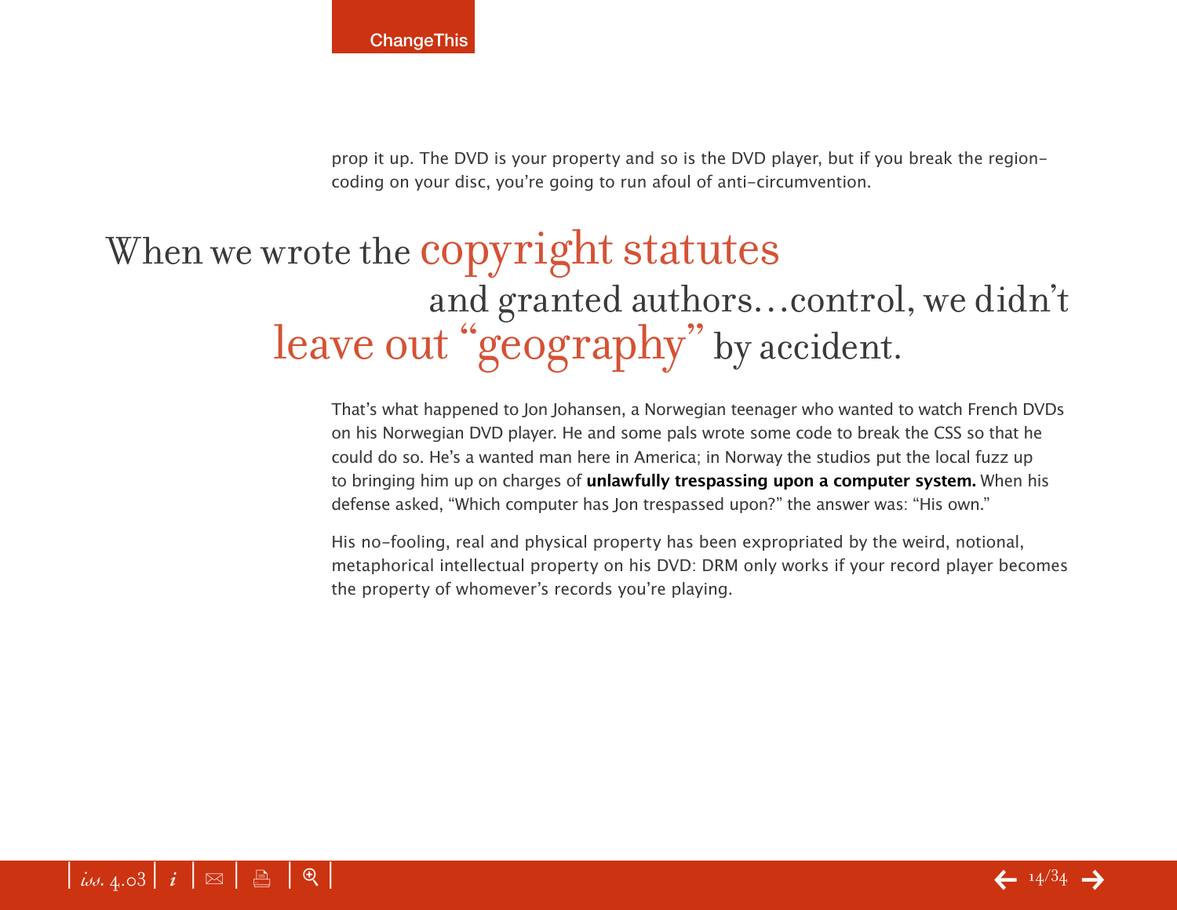prop it up. The DVD is your property and so is the DVD player, but if you break the region-coding on your disc, you're going to run afoul of anti-circumvention.

> When we wrote the copyright statutes and granted authors…control, we didn't leave out "geography" by accident.

That's what happened to Jon Johansen, a Norwegian teenager who wanted to watch French DVDs on his Norwegian DVD player. He and some pals wrote some code to break the CSS so that he could do so. He's a wanted man here in America; in Norway the studios put the local fuzz up to bringing him up on charges of **unlawfully trespassing upon a computer system.** When his defense asked, "Which computer has Jon trespassed upon?" the answer was: "His own."

His no-fooling, real and physical property has been expropriated by the weird, notional, metaphorical intellectual property on his DVD: DRM only works if your record player becomes the property of whomever's records you're playing.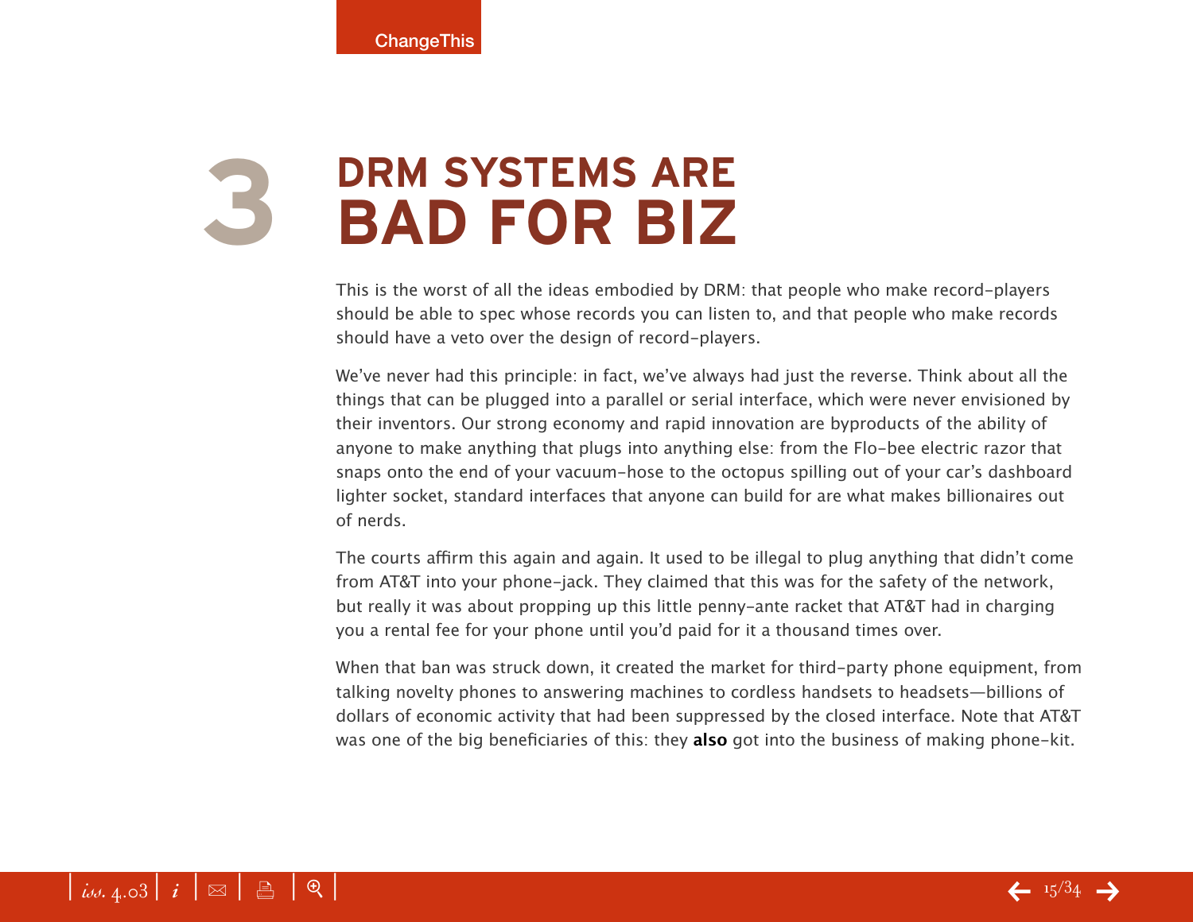# 3 DRM SYSTEMS ARE BAD FOR BIZ

This is the worst of all the ideas embodied by DRM: that people who make record-players should be able to spec whose records you can listen to, and that people who make records should have a veto over the design of record-players.

We've never had this principle: in fact, we've always had just the reverse. Think about all the things that can be plugged into a parallel or serial interface, which were never envisioned by their inventors. Our strong economy and rapid innovation are byproducts of the ability of anyone to make anything that plugs into anything else: from the Flo-bee electric razor that snaps onto the end of your vacuum-hose to the octopus spilling out of your car's dashboard lighter socket, standard interfaces that anyone can build for are what makes billionaires out of nerds.

The courts affirm this again and again. It used to be illegal to plug anything that didn't come from AT&T into your phone-jack. They claimed that this was for the safety of the network, but really it was about propping up this little penny-ante racket that AT&T had in charging you a rental fee for your phone until you'd paid for it a thousand times over.

When that ban was struck down, it created the market for third-party phone equipment, from talking novelty phones to answering machines to cordless handsets to headsets—billions of dollars of economic activity that had been suppressed by the closed interface. Note that AT&T was one of the big beneficiaries of this: they **also** got into the business of making phone-kit.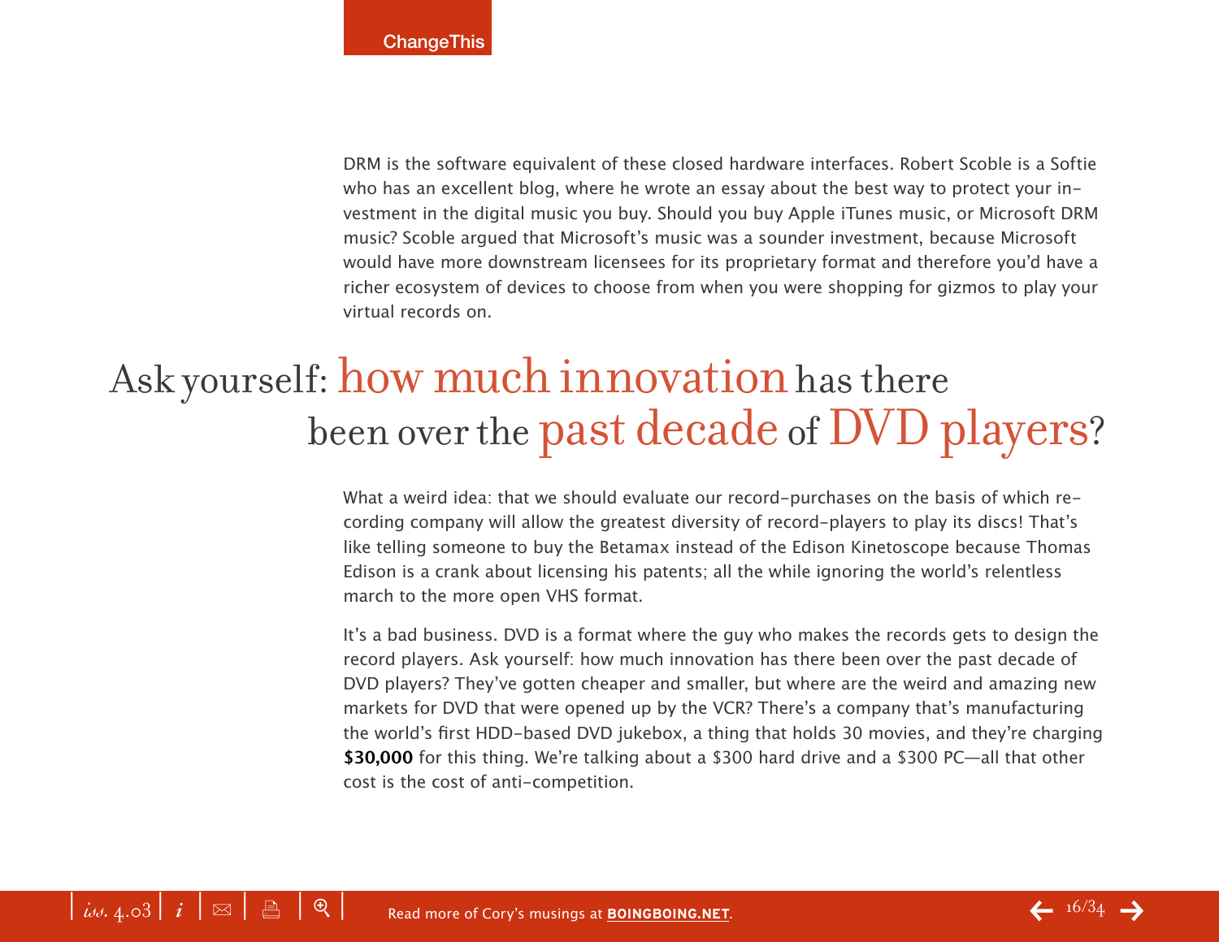DRM is the software equivalent of these closed hardware interfaces. Robert Scoble is a Softie who has an excellent blog, where he wrote an essay about the best way to protect your investment in the digital music you buy. Should you buy Apple iTunes music, or Microsoft DRM music? Scoble argued that Microsoft's music was a sounder investment, because Microsoft would have more downstream licensees for its proprietary format and therefore you'd have a richer ecosystem of devices to choose from when you were shopping for gizmos to play your virtual records on.

## Ask yourself: how much innovation has there been over the past decade of DVD players?

What a weird idea: that we should evaluate our record-purchases on the basis of which recording company will allow the greatest diversity of record-players to play its discs! That's like telling someone to buy the Betamax instead of the Edison Kinetoscope because Thomas Edison is a crank about licensing his patents; all the while ignoring the world's relentless march to the more open VHS format.

It's a bad business. DVD is a format where the guy who makes the records gets to design the record players. Ask yourself: how much innovation has there been over the past decade of DVD players? They've gotten cheaper and smaller, but where are the weird and amazing new markets for DVD that were opened up by the VCR? There's a company that's manufacturing the world's first HDD-based DVD jukebox, a thing that holds 30 movies, and they're charging **$30,000** for this thing. We're talking about a $300 hard drive and a $300 PC—all that other cost is the cost of anti-competition.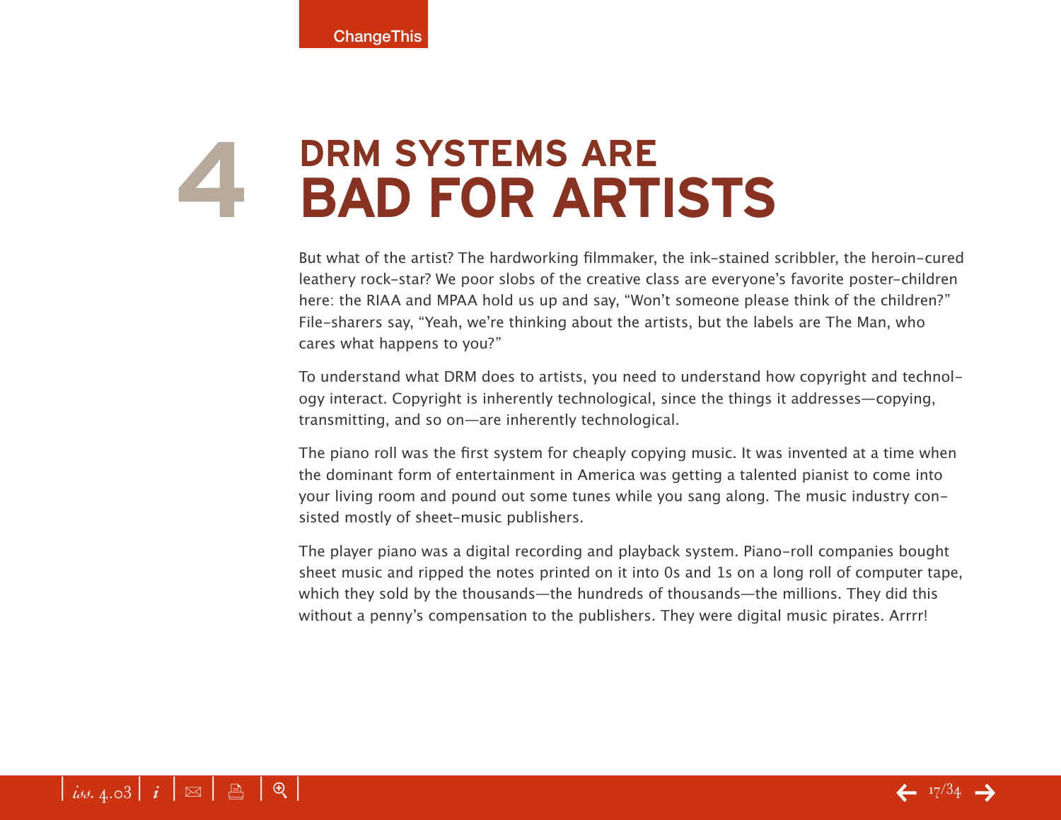# 4 DRM SYSTEMS ARE BAD FOR ARTISTS

But what of the artist? The hardworking filmmaker, the ink-stained scribbler, the heroin-cured leathery rock-star? We poor slobs of the creative class are everyone's favorite poster-children here: the RIAA and MPAA hold us up and say, "Won't someone please think of the children?" File-sharers say, "Yeah, we're thinking about the artists, but the labels are The Man, who cares what happens to you?"

To understand what DRM does to artists, you need to understand how copyright and technology interact. Copyright is inherently technological, since the things it addresses—copying, transmitting, and so on—are inherently technological.

The piano roll was the first system for cheaply copying music. It was invented at a time when the dominant form of entertainment in America was getting a talented pianist to come into your living room and pound out some tunes while you sang along. The music industry consisted mostly of sheet-music publishers.

The player piano was a digital recording and playback system. Piano-roll companies bought sheet music and ripped the notes printed on it into 0s and 1s on a long roll of computer tape, which they sold by the thousands—the hundreds of thousands—the millions. They did this without a penny's compensation to the publishers. They were digital music pirates. Arrrr!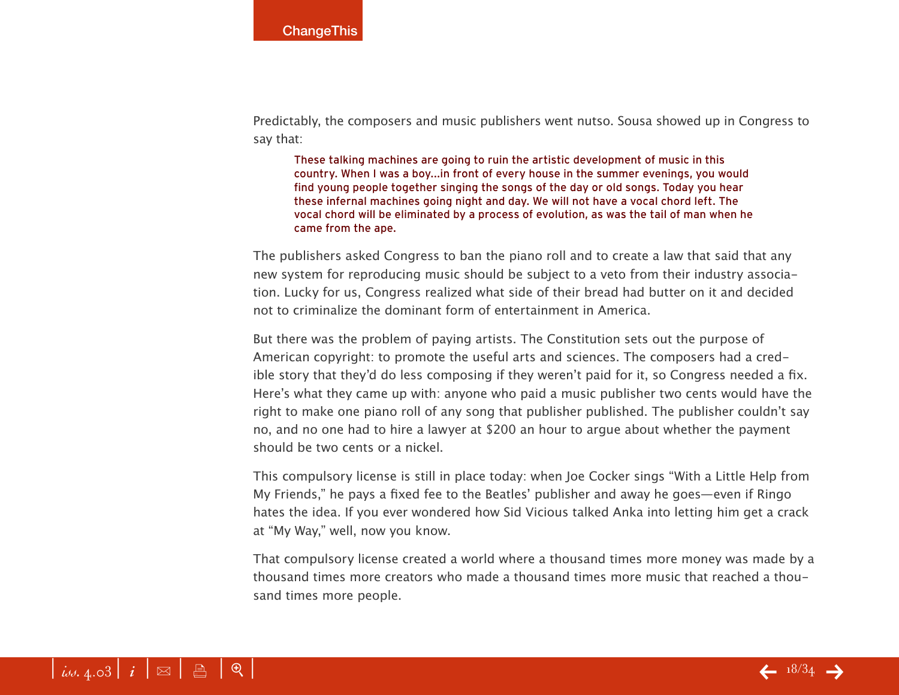Predictably, the composers and music publishers went nutso. Sousa showed up in Congress to say that:

> These talking machines are going to ruin the artistic development of music in this country. When I was a boy...in front of every house in the summer evenings, you would find young people together singing the songs of the day or old songs. Today you hear these infernal machines going night and day. We will not have a vocal chord left. The vocal chord will be eliminated by a process of evolution, as was the tail of man when he came from the ape.

The publishers asked Congress to ban the piano roll and to create a law that said that any new system for reproducing music should be subject to a veto from their industry association. Lucky for us, Congress realized what side of their bread had butter on it and decided not to criminalize the dominant form of entertainment in America.

But there was the problem of paying artists. The Constitution sets out the purpose of American copyright: to promote the useful arts and sciences. The composers had a credible story that they'd do less composing if they weren't paid for it, so Congress needed a fix. Here's what they came up with: anyone who paid a music publisher two cents would have the right to make one piano roll of any song that publisher published. The publisher couldn't say no, and no one had to hire a lawyer at $200 an hour to argue about whether the payment should be two cents or a nickel.

This compulsory license is still in place today: when Joe Cocker sings "With a Little Help from My Friends," he pays a fixed fee to the Beatles' publisher and away he goes—even if Ringo hates the idea. If you ever wondered how Sid Vicious talked Anka into letting him get a crack at "My Way," well, now you know.

That compulsory license created a world where a thousand times more money was made by a thousand times more creators who made a thousand times more music that reached a thousand times more people.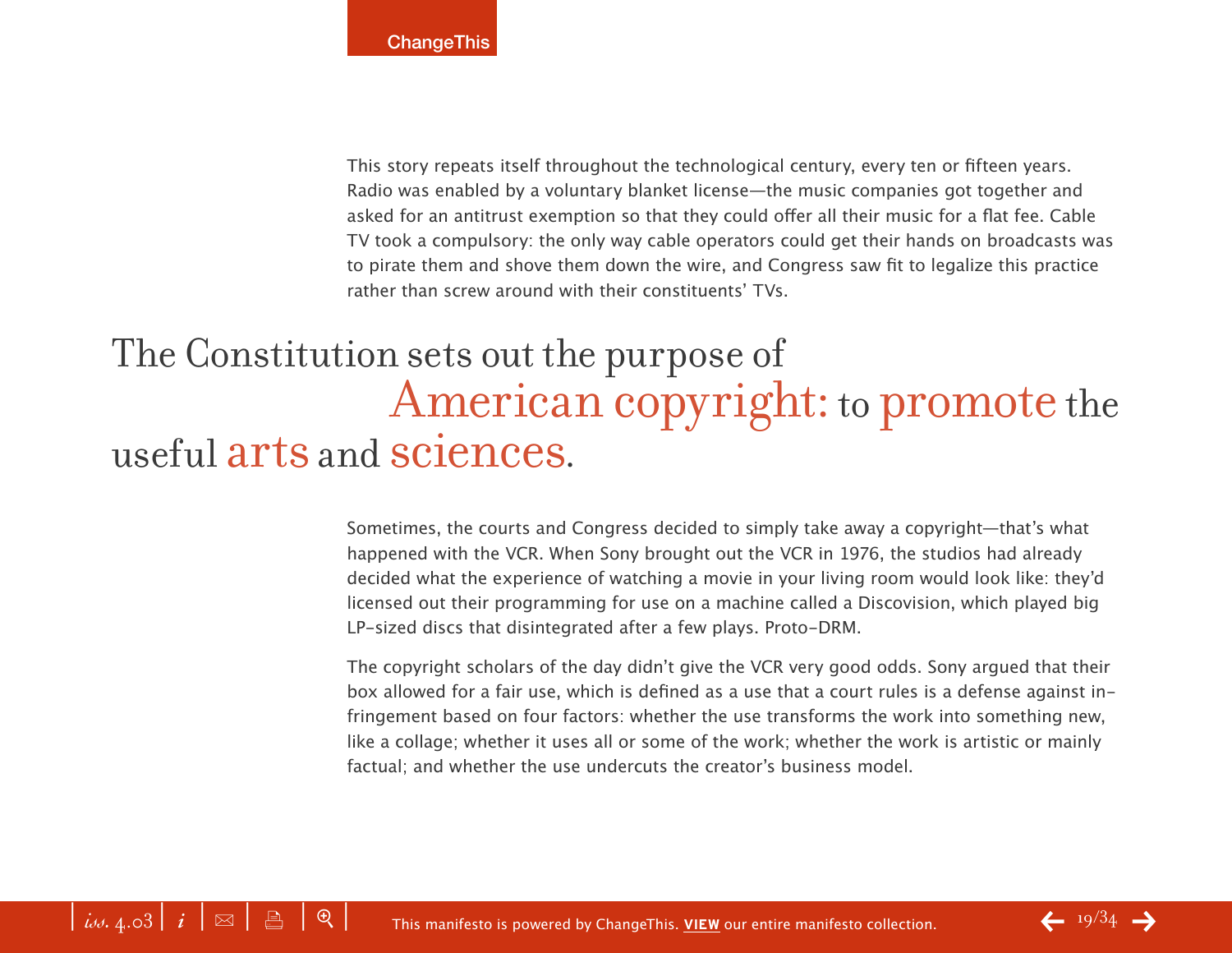This story repeats itself throughout the technological century, every ten or fifteen years. Radio was enabled by a voluntary blanket license—the music companies got together and asked for an antitrust exemption so that they could offer all their music for a flat fee. Cable TV took a compulsory: the only way cable operators could get their hands on broadcasts was to pirate them and shove them down the wire, and Congress saw fit to legalize this practice rather than screw around with their constituents' TVs.

> The Constitution sets out the purpose of American copyright: to promote the useful arts and sciences.

Sometimes, the courts and Congress decided to simply take away a copyright—that's what happened with the VCR. When Sony brought out the VCR in 1976, the studios had already decided what the experience of watching a movie in your living room would look like: they'd licensed out their programming for use on a machine called a Discovision, which played big LP-sized discs that disintegrated after a few plays. Proto-DRM.

The copyright scholars of the day didn't give the VCR very good odds. Sony argued that their box allowed for a fair use, which is defined as a use that a court rules is a defense against infringement based on four factors: whether the use transforms the work into something new, like a collage; whether it uses all or some of the work; whether the work is artistic or mainly factual; and whether the use undercuts the creator's business model.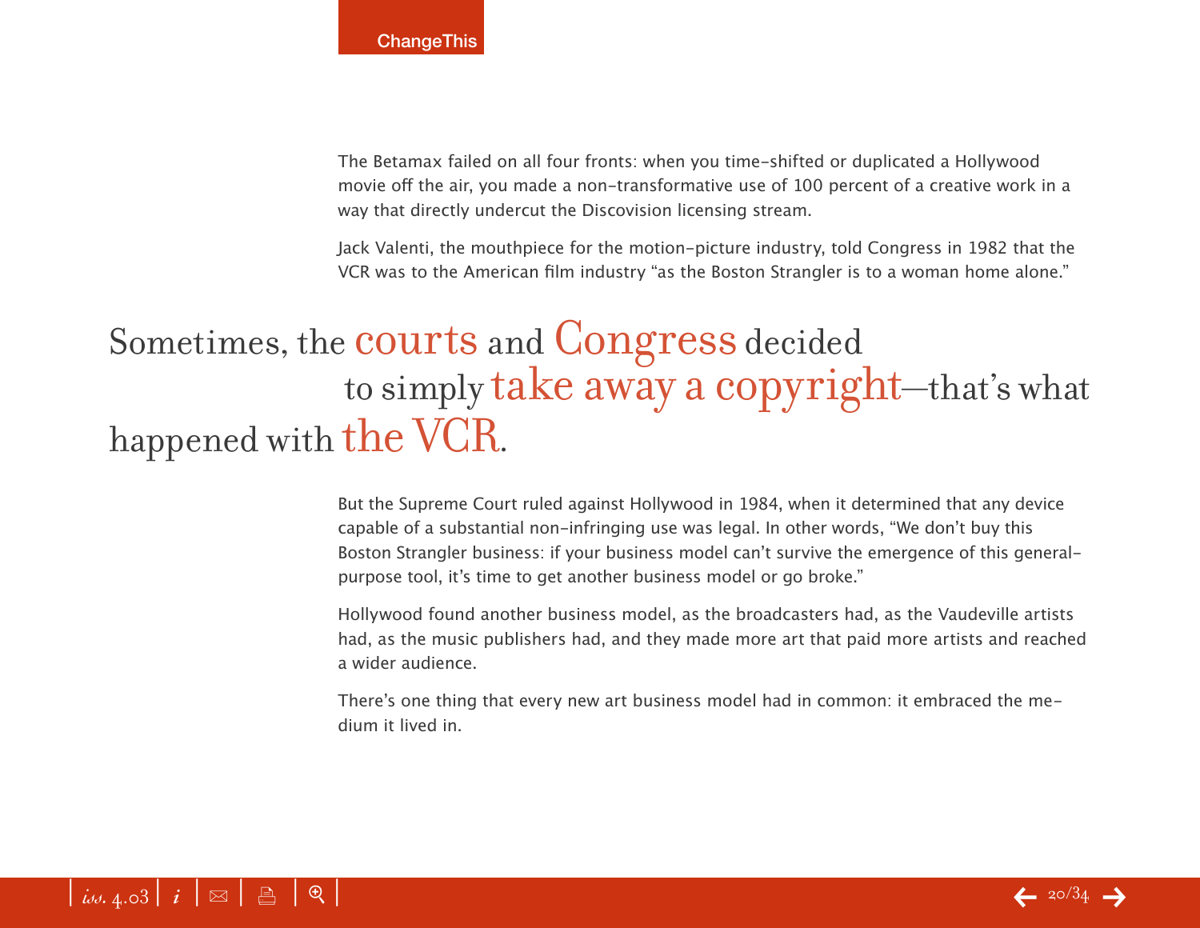The Betamax failed on all four fronts: when you time-shifted or duplicated a Hollywood movie off the air, you made a non-transformative use of 100 percent of a creative work in a way that directly undercut the Discovision licensing stream.

Jack Valenti, the mouthpiece for the motion-picture industry, told Congress in 1982 that the VCR was to the American film industry "as the Boston Strangler is to a woman home alone."

> Sometimes, the courts and Congress decided to simply take away a copyright—that's what happened with the VCR.

But the Supreme Court ruled against Hollywood in 1984, when it determined that any device capable of a substantial non-infringing use was legal. In other words, "We don't buy this Boston Strangler business: if your business model can't survive the emergence of this general-purpose tool, it's time to get another business model or go broke."

Hollywood found another business model, as the broadcasters had, as the Vaudeville artists had, as the music publishers had, and they made more art that paid more artists and reached a wider audience.

There's one thing that every new art business model had in common: it embraced the medium it lived in.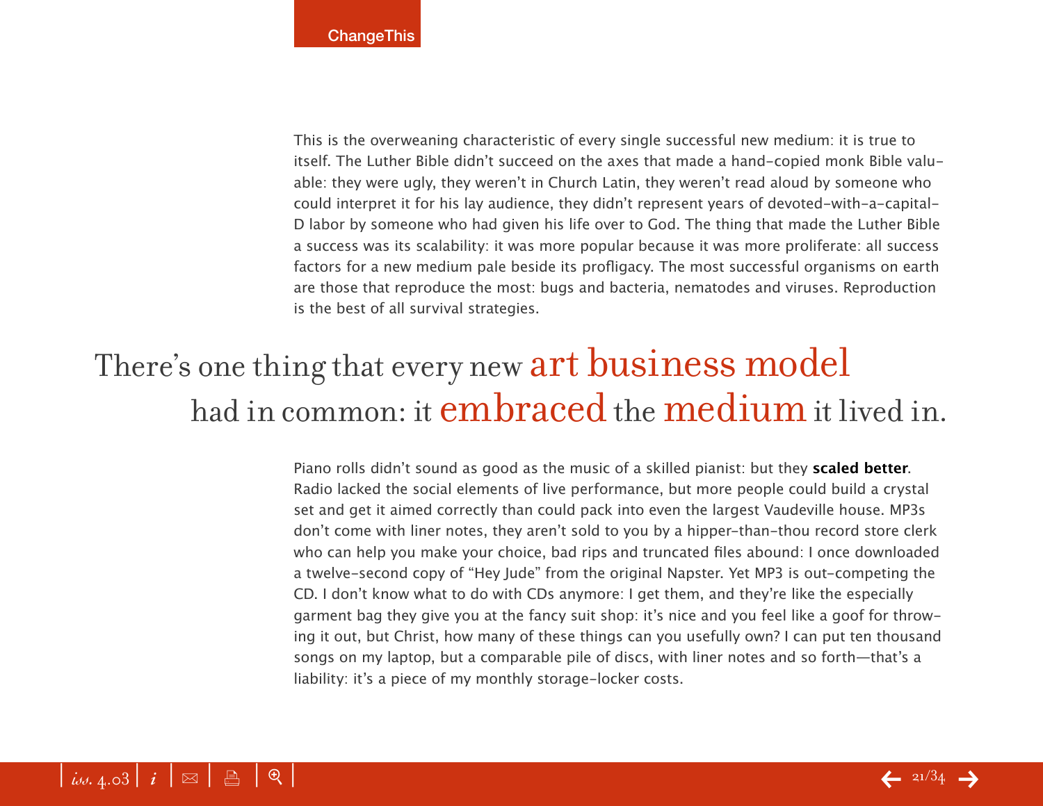This is the overweaning characteristic of every single successful new medium: it is true to itself. The Luther Bible didn't succeed on the axes that made a hand-copied monk Bible valuable: they were ugly, they weren't in Church Latin, they weren't read aloud by someone who could interpret it for his lay audience, they didn't represent years of devoted-with-a-capital-D labor by someone who had given his life over to God. The thing that made the Luther Bible a success was its scalability: it was more popular because it was more proliferate: all success factors for a new medium pale beside its profligacy. The most successful organisms on earth are those that reproduce the most: bugs and bacteria, nematodes and viruses. Reproduction is the best of all survival strategies.

> There's one thing that every new art business model had in common: it embraced the medium it lived in.

Piano rolls didn't sound as good as the music of a skilled pianist: but they **scaled better**. Radio lacked the social elements of live performance, but more people could build a crystal set and get it aimed correctly than could pack into even the largest Vaudeville house. MP3s don't come with liner notes, they aren't sold to you by a hipper-than-thou record store clerk who can help you make your choice, bad rips and truncated files abound: I once downloaded a twelve-second copy of "Hey Jude" from the original Napster. Yet MP3 is out-competing the CD. I don't know what to do with CDs anymore: I get them, and they're like the especially garment bag they give you at the fancy suit shop: it's nice and you feel like a goof for throwing it out, but Christ, how many of these things can you usefully own? I can put ten thousand songs on my laptop, but a comparable pile of discs, with liner notes and so forth—that's a liability: it's a piece of my monthly storage-locker costs.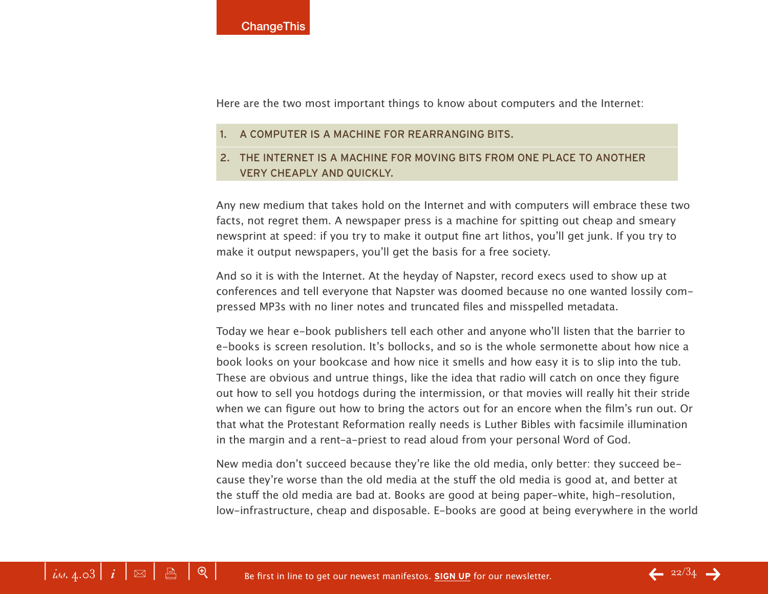Here are the two most important things to know about computers and the Internet:

1. A COMPUTER IS A MACHINE FOR REARRANGING BITS.
2. THE INTERNET IS A MACHINE FOR MOVING BITS FROM ONE PLACE TO ANOTHER VERY CHEAPLY AND QUICKLY.

Any new medium that takes hold on the Internet and with computers will embrace these two facts, not regret them. A newspaper press is a machine for spitting out cheap and smeary newsprint at speed: if you try to make it output fine art lithos, you'll get junk. If you try to make it output newspapers, you'll get the basis for a free society.

And so it is with the Internet. At the heyday of Napster, record execs used to show up at conferences and tell everyone that Napster was doomed because no one wanted lossily compressed MP3s with no liner notes and truncated files and misspelled metadata.

Today we hear e-book publishers tell each other and anyone who'll listen that the barrier to e-books is screen resolution. It's bollocks, and so is the whole sermonette about how nice a book looks on your bookcase and how nice it smells and how easy it is to slip into the tub. These are obvious and untrue things, like the idea that radio will catch on once they figure out how to sell you hotdogs during the intermission, or that movies will really hit their stride when we can figure out how to bring the actors out for an encore when the film's run out. Or that what the Protestant Reformation really needs is Luther Bibles with facsimile illumination in the margin and a rent-a-priest to read aloud from your personal Word of God.

New media don't succeed because they're like the old media, only better: they succeed because they're worse than the old media at the stuff the old media is good at, and better at the stuff the old media are bad at. Books are good at being paper-white, high-resolution, low-infrastructure, cheap and disposable. E-books are good at being everywhere in the world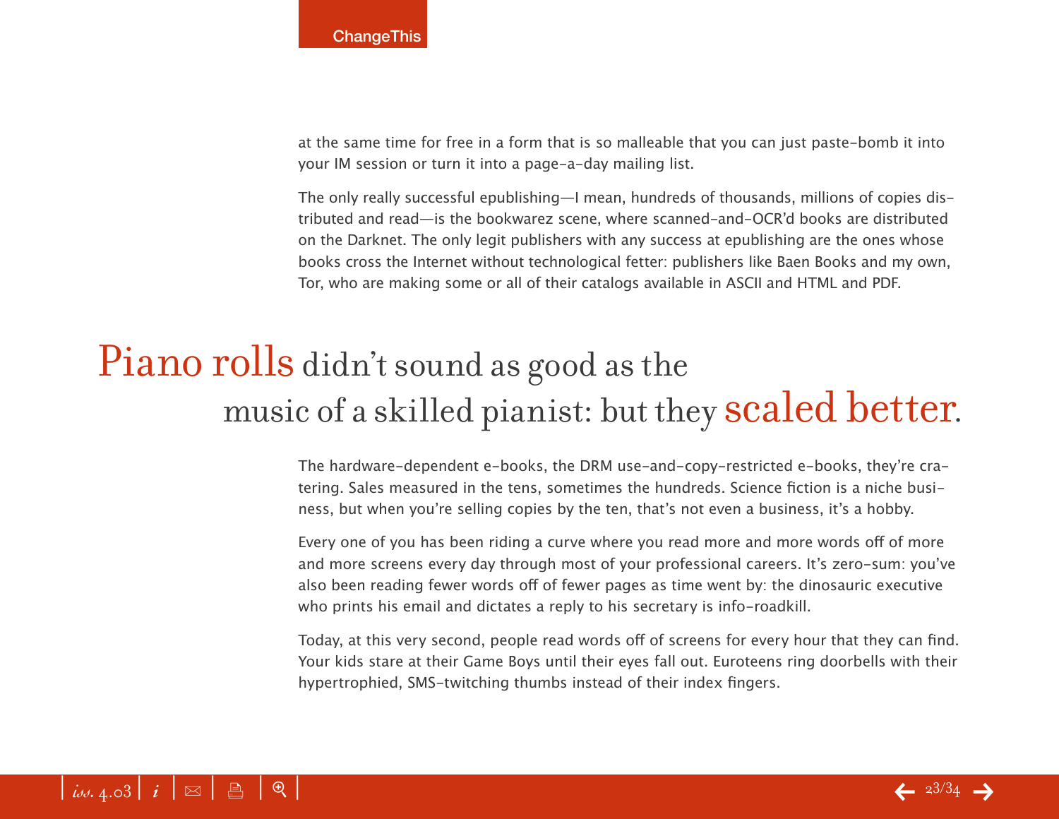at the same time for free in a form that is so malleable that you can just paste-bomb it into your IM session or turn it into a page-a-day mailing list.

The only really successful epublishing—I mean, hundreds of thousands, millions of copies distributed and read—is the bookwarez scene, where scanned-and-OCR'd books are distributed on the Darknet. The only legit publishers with any success at epublishing are the ones whose books cross the Internet without technological fetter: publishers like Baen Books and my own, Tor, who are making some or all of their catalogs available in ASCII and HTML and PDF.

> Piano rolls didn't sound as good as the music of a skilled pianist: but they scaled better.

The hardware-dependent e-books, the DRM use-and-copy-restricted e-books, they're cratering. Sales measured in the tens, sometimes the hundreds. Science fiction is a niche business, but when you're selling copies by the ten, that's not even a business, it's a hobby.

Every one of you has been riding a curve where you read more and more words off of more and more screens every day through most of your professional careers. It's zero-sum: you've also been reading fewer words off of fewer pages as time went by: the dinosauric executive who prints his email and dictates a reply to his secretary is info-roadkill.

Today, at this very second, people read words off of screens for every hour that they can find. Your kids stare at their Game Boys until their eyes fall out. Euroteens ring doorbells with their hypertrophied, SMS-twitching thumbs instead of their index fingers.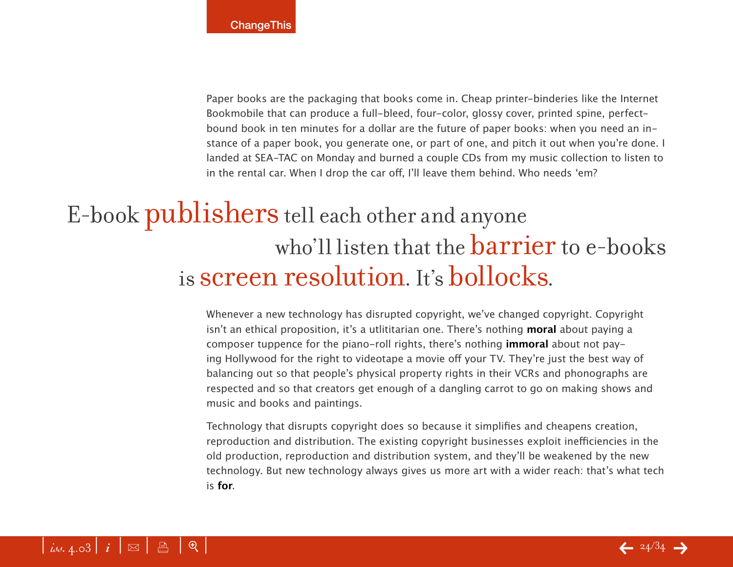Paper books are the packaging that books come in. Cheap printer-binderies like the Internet Bookmobile that can produce a full-bleed, four-color, glossy cover, printed spine, perfect-bound book in ten minutes for a dollar are the future of paper books: when you need an instance of a paper book, you generate one, or part of one, and pitch it out when you're done. I landed at SEA-TAC on Monday and burned a couple CDs from my music collection to listen to in the rental car. When I drop the car off, I'll leave them behind. Who needs 'em?

> E-book publishers tell each other and anyone who'll listen that the barrier to e-books is screen resolution. It's bollocks.

Whenever a new technology has disrupted copyright, we've changed copyright. Copyright isn't an ethical proposition, it's a utlititarian one. There's nothing **moral** about paying a composer tuppence for the piano-roll rights, there's nothing **immoral** about not paying Hollywood for the right to videotape a movie off your TV. They're just the best way of balancing out so that people's physical property rights in their VCRs and phonographs are respected and so that creators get enough of a dangling carrot to go on making shows and music and books and paintings.

Technology that disrupts copyright does so because it simplifies and cheapens creation, reproduction and distribution. The existing copyright businesses exploit inefficiencies in the old production, reproduction and distribution system, and they'll be weakened by the new technology. But new technology always gives us more art with a wider reach: that's what tech is **for**.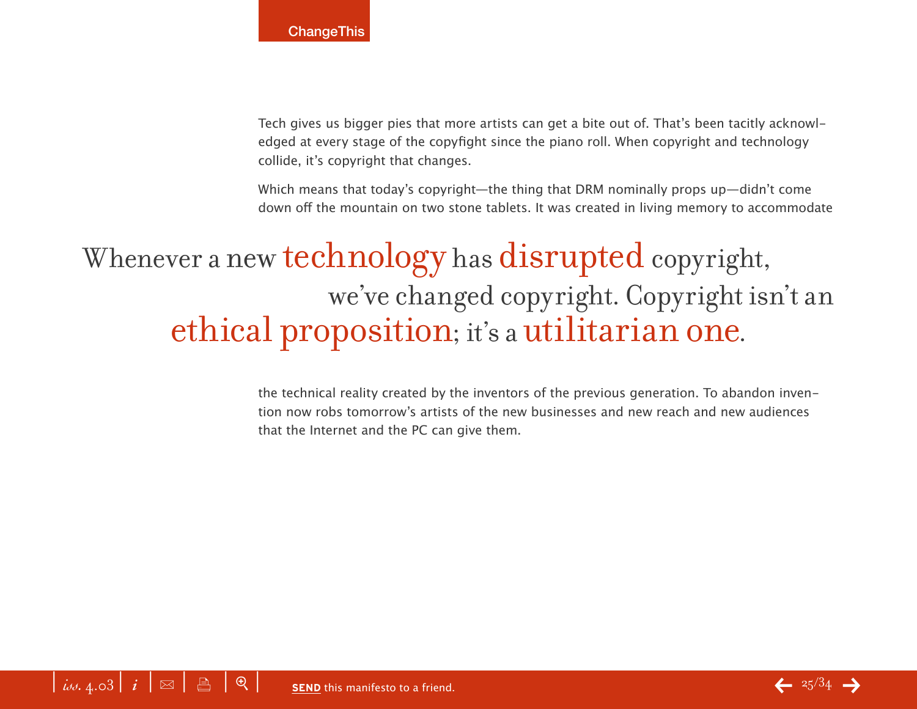Tech gives us bigger pies that more artists can get a bite out of. That's been tacitly acknowledged at every stage of the copyfight since the piano roll. When copyright and technology collide, it's copyright that changes.

Which means that today's copyright—the thing that DRM nominally props up—didn't come down off the mountain on two stone tablets. It was created in living memory to accommodate

> Whenever a new technology has disrupted copyright, we've changed copyright. Copyright isn't an ethical proposition; it's a utilitarian one.

the technical reality created by the inventors of the previous generation. To abandon invention now robs tomorrow's artists of the new businesses and new reach and new audiences that the Internet and the PC can give them.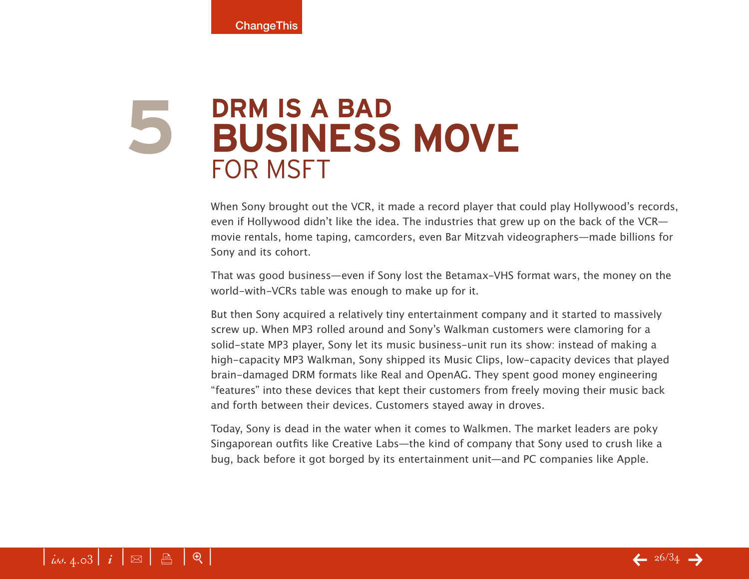# 5 DRM IS A BAD BUSINESS MOVE FOR MSFT

When Sony brought out the VCR, it made a record player that could play Hollywood's records, even if Hollywood didn't like the idea. The industries that grew up on the back of the VCR—movie rentals, home taping, camcorders, even Bar Mitzvah videographers—made billions for Sony and its cohort.

That was good business—even if Sony lost the Betamax-VHS format wars, the money on the world-with-VCRs table was enough to make up for it.

But then Sony acquired a relatively tiny entertainment company and it started to massively screw up. When MP3 rolled around and Sony's Walkman customers were clamoring for a solid-state MP3 player, Sony let its music business-unit run its show: instead of making a high-capacity MP3 Walkman, Sony shipped its Music Clips, low-capacity devices that played brain-damaged DRM formats like Real and OpenAG. They spent good money engineering "features" into these devices that kept their customers from freely moving their music back and forth between their devices. Customers stayed away in droves.

Today, Sony is dead in the water when it comes to Walkmen. The market leaders are poky Singaporean outfits like Creative Labs—the kind of company that Sony used to crush like a bug, back before it got borged by its entertainment unit—and PC companies like Apple.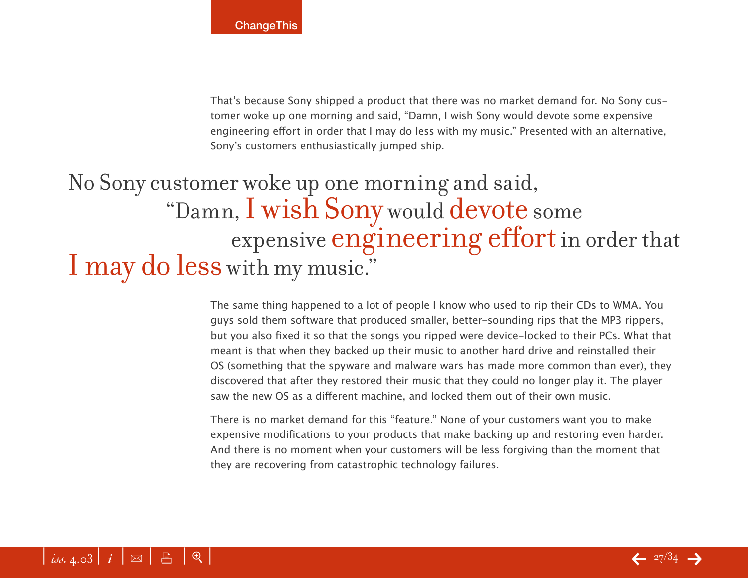That's because Sony shipped a product that there was no market demand for. No Sony customer woke up one morning and said, "Damn, I wish Sony would devote some expensive engineering effort in order that I may do less with my music." Presented with an alternative, Sony's customers enthusiastically jumped ship.

> No Sony customer woke up one morning and said, "Damn, I wish Sony would devote some expensive engineering effort in order that I may do less with my music."

The same thing happened to a lot of people I know who used to rip their CDs to WMA. You guys sold them software that produced smaller, better-sounding rips that the MP3 rippers, but you also fixed it so that the songs you ripped were device-locked to their PCs. What that meant is that when they backed up their music to another hard drive and reinstalled their OS (something that the spyware and malware wars has made more common than ever), they discovered that after they restored their music that they could no longer play it. The player saw the new OS as a different machine, and locked them out of their own music.

There is no market demand for this "feature." None of your customers want you to make expensive modifications to your products that make backing up and restoring even harder. And there is no moment when your customers will be less forgiving than the moment that they are recovering from catastrophic technology failures.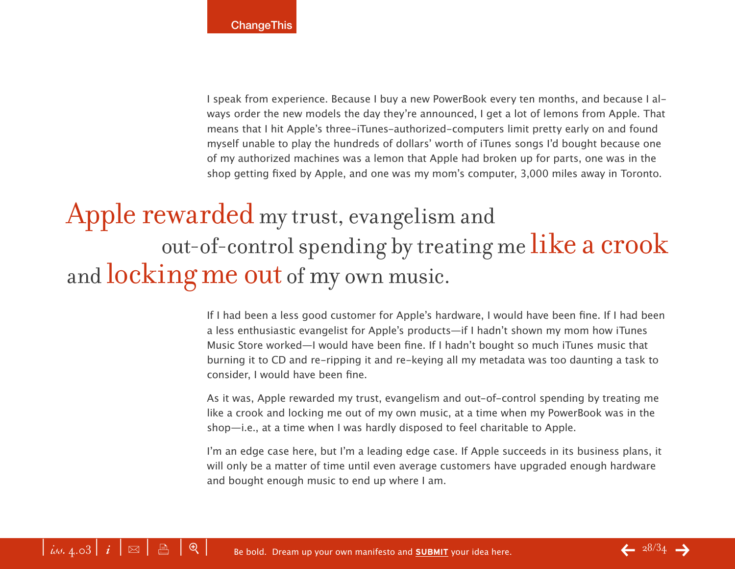I speak from experience. Because I buy a new PowerBook every ten months, and because I always order the new models the day they're announced, I get a lot of lemons from Apple. That means that I hit Apple's three-iTunes-authorized-computers limit pretty early on and found myself unable to play the hundreds of dollars' worth of iTunes songs I'd bought because one of my authorized machines was a lemon that Apple had broken up for parts, one was in the shop getting fixed by Apple, and one was my mom's computer, 3,000 miles away in Toronto.

> Apple rewarded my trust, evangelism and out-of-control spending by treating me like a crook and locking me out of my own music.

If I had been a less good customer for Apple's hardware, I would have been fine. If I had been a less enthusiastic evangelist for Apple's products—if I hadn't shown my mom how iTunes Music Store worked—I would have been fine. If I hadn't bought so much iTunes music that burning it to CD and re-ripping it and re-keying all my metadata was too daunting a task to consider, I would have been fine.

As it was, Apple rewarded my trust, evangelism and out-of-control spending by treating me like a crook and locking me out of my own music, at a time when my PowerBook was in the shop—i.e., at a time when I was hardly disposed to feel charitable to Apple.

I'm an edge case here, but I'm a leading edge case. If Apple succeeds in its business plans, it will only be a matter of time until even average customers have upgraded enough hardware and bought enough music to end up where I am.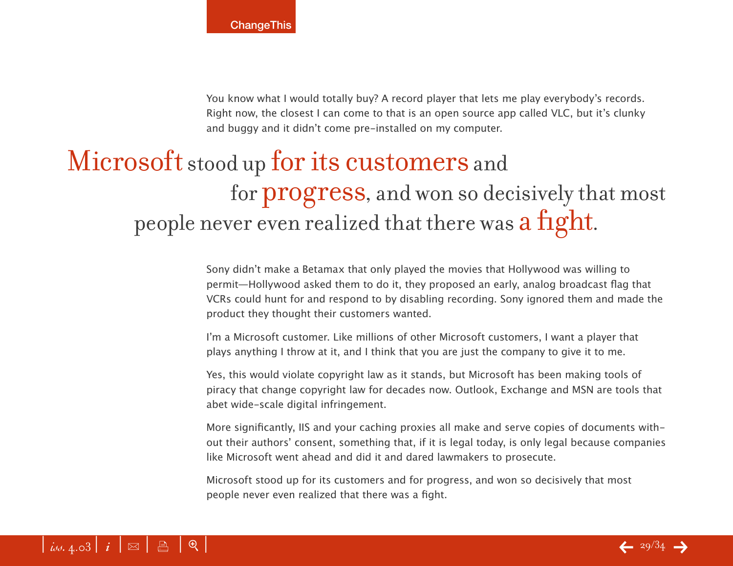You know what I would totally buy? A record player that lets me play everybody's records. Right now, the closest I can come to that is an open source app called VLC, but it's clunky and buggy and it didn't come pre-installed on my computer.

> Microsoft stood up for its customers and for progress, and won so decisively that most people never even realized that there was a fight.

Sony didn't make a Betamax that only played the movies that Hollywood was willing to permit—Hollywood asked them to do it, they proposed an early, analog broadcast flag that VCRs could hunt for and respond to by disabling recording. Sony ignored them and made the product they thought their customers wanted.

I'm a Microsoft customer. Like millions of other Microsoft customers, I want a player that plays anything I throw at it, and I think that you are just the company to give it to me.

Yes, this would violate copyright law as it stands, but Microsoft has been making tools of piracy that change copyright law for decades now. Outlook, Exchange and MSN are tools that abet wide-scale digital infringement.

More significantly, IIS and your caching proxies all make and serve copies of documents without their authors' consent, something that, if it is legal today, is only legal because companies like Microsoft went ahead and did it and dared lawmakers to prosecute.

Microsoft stood up for its customers and for progress, and won so decisively that most people never even realized that there was a fight.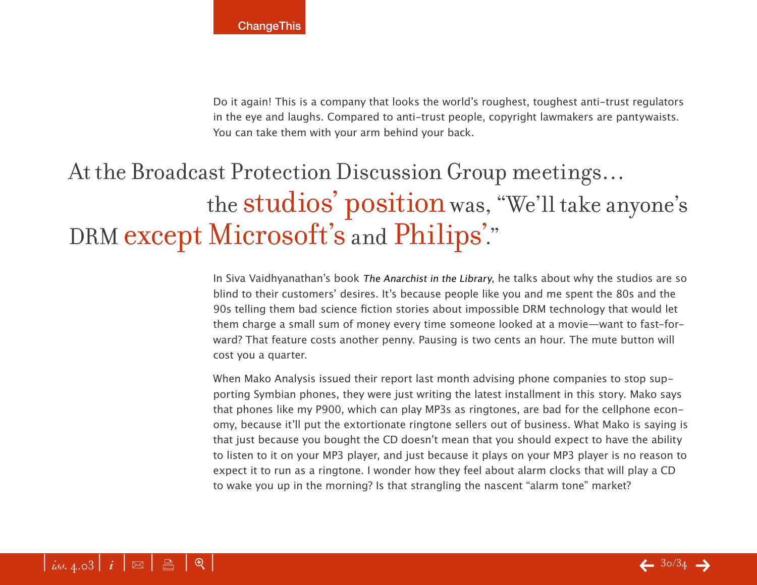Do it again! This is a company that looks the world's roughest, toughest anti-trust regulators in the eye and laughs. Compared to anti-trust people, copyright lawmakers are pantywaists. You can take them with your arm behind your back.

> At the Broadcast Protection Discussion Group meetings… the **studios' position** was, "We'll take anyone's DRM **except Microsoft's** and **Philips'**."

In Siva Vaidhyanathan's book *The Anarchist in the Library*, he talks about why the studios are so blind to their customers' desires. It's because people like you and me spent the 80s and the 90s telling them bad science fiction stories about impossible DRM technology that would let them charge a small sum of money every time someone looked at a movie—want to fast-forward? That feature costs another penny. Pausing is two cents an hour. The mute button will cost you a quarter.

When Mako Analysis issued their report last month advising phone companies to stop supporting Symbian phones, they were just writing the latest installment in this story. Mako says that phones like my P900, which can play MP3s as ringtones, are bad for the cellphone economy, because it'll put the extortionate ringtone sellers out of business. What Mako is saying is that just because you bought the CD doesn't mean that you should expect to have the ability to listen to it on your MP3 player, and just because it plays on your MP3 player is no reason to expect it to run as a ringtone. I wonder how they feel about alarm clocks that will play a CD to wake you up in the morning? Is that strangling the nascent "alarm tone" market?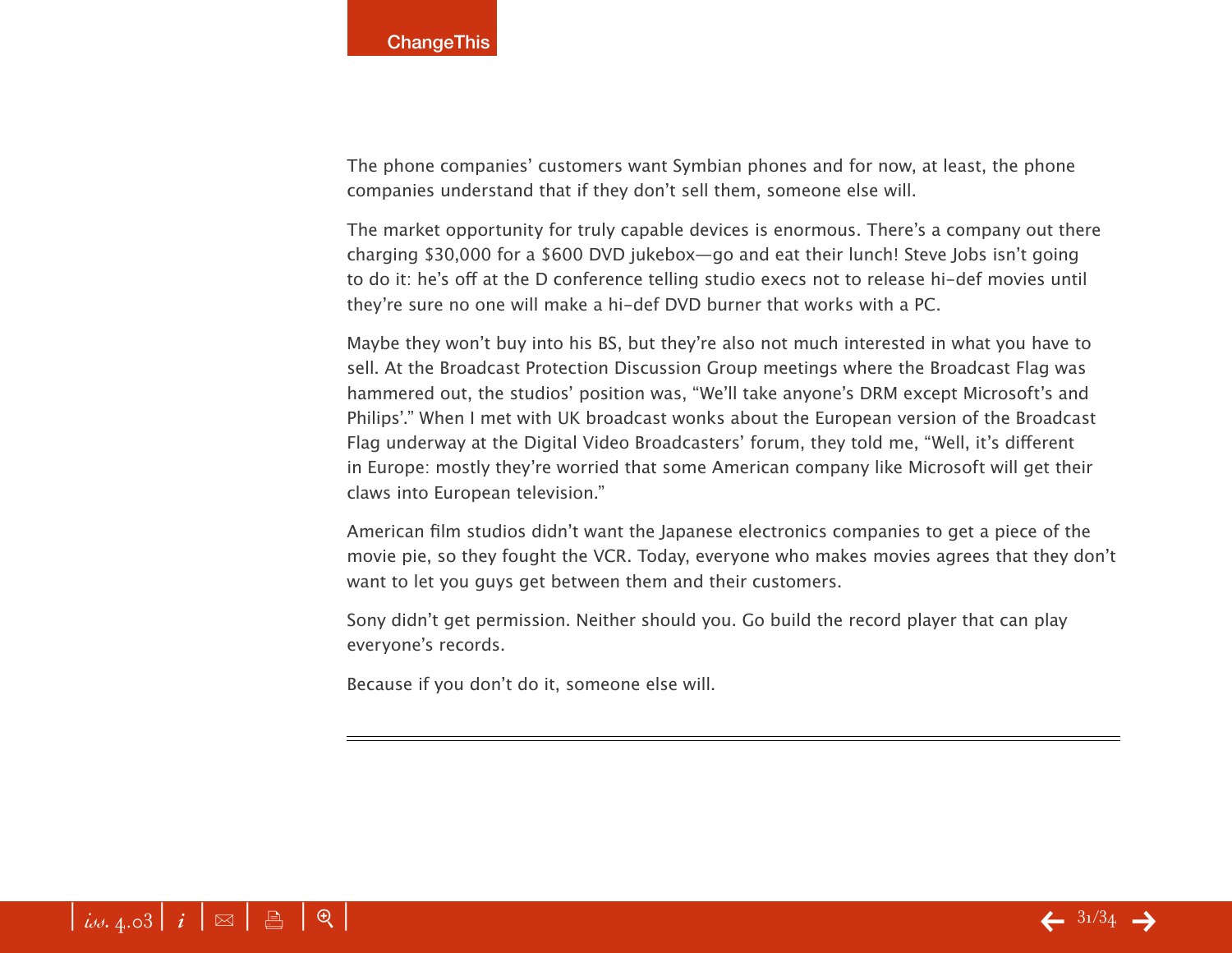The phone companies' customers want Symbian phones and for now, at least, the phone companies understand that if they don't sell them, someone else will.

The market opportunity for truly capable devices is enormous. There's a company out there charging $30,000 for a $600 DVD jukebox—go and eat their lunch! Steve Jobs isn't going to do it: he's off at the D conference telling studio execs not to release hi-def movies until they're sure no one will make a hi-def DVD burner that works with a PC.

Maybe they won't buy into his BS, but they're also not much interested in what you have to sell. At the Broadcast Protection Discussion Group meetings where the Broadcast Flag was hammered out, the studios' position was, "We'll take anyone's DRM except Microsoft's and Philips'." When I met with UK broadcast wonks about the European version of the Broadcast Flag underway at the Digital Video Broadcasters' forum, they told me, "Well, it's different in Europe: mostly they're worried that some American company like Microsoft will get their claws into European television."

American film studios didn't want the Japanese electronics companies to get a piece of the movie pie, so they fought the VCR. Today, everyone who makes movies agrees that they don't want to let you guys get between them and their customers.

Sony didn't get permission. Neither should you. Go build the record player that can play everyone's records.

Because if you don't do it, someone else will.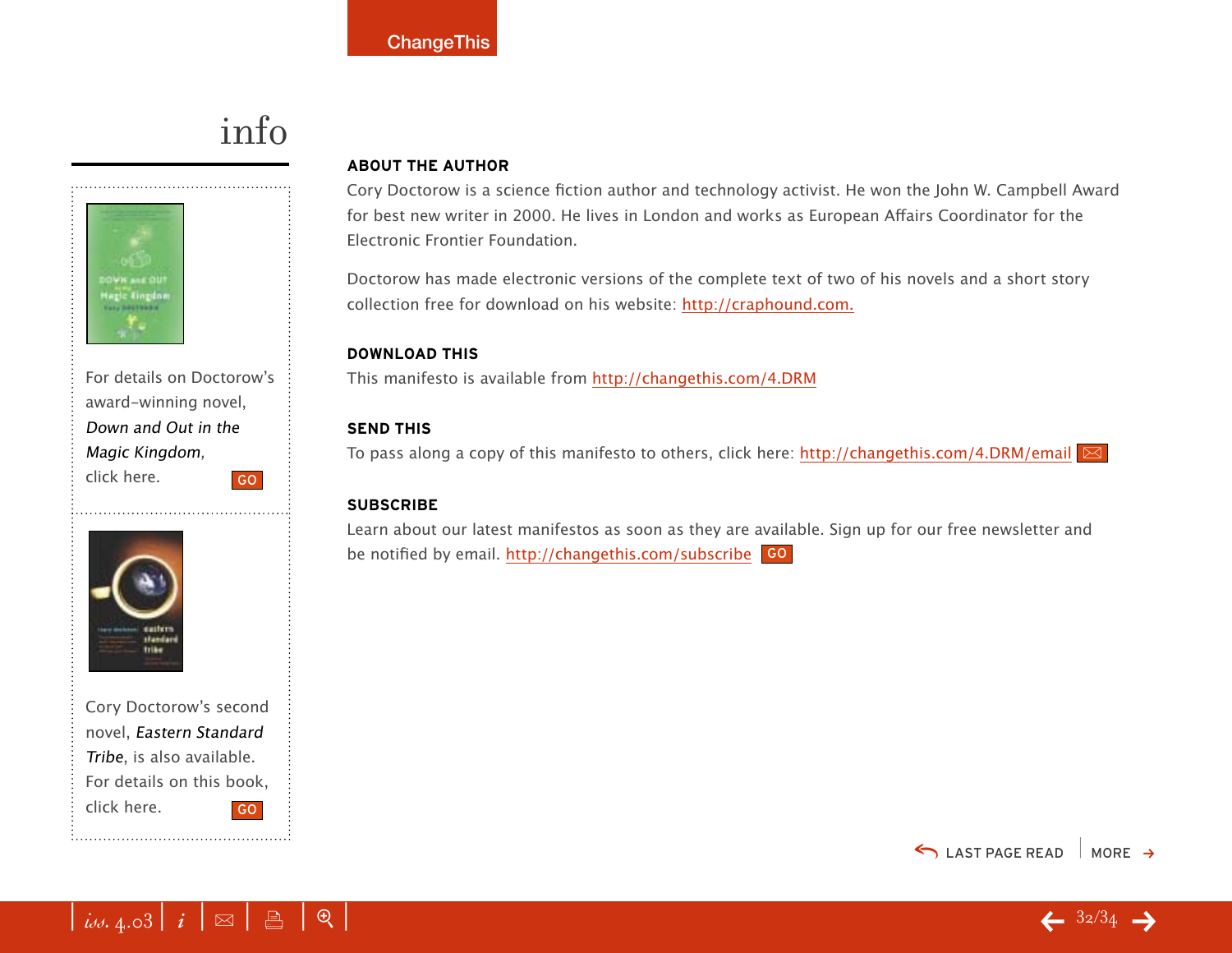# info

For details on Doctorow's award-winning novel, *Down and Out in the Magic Kingdom*, click here. GO

Cory Doctorow's second novel, *Eastern Standard Tribe*, is also available. For details on this book, click here. GO

**ABOUT THE AUTHOR**

Cory Doctorow is a science fiction author and technology activist. He won the John W. Campbell Award for best new writer in 2000. He lives in London and works as European Affairs Coordinator for the Electronic Frontier Foundation.

Doctorow has made electronic versions of the complete text of two of his novels and a short story collection free for download on his website: http://craphound.com.

**DOWNLOAD THIS**

This manifesto is available from http://changethis.com/4.DRM

**SEND THIS**

To pass along a copy of this manifesto to others, click here: http://changethis.com/4.DRM/email

**SUBSCRIBE**

Learn about our latest manifestos as soon as they are available. Sign up for our free newsletter and be notified by email. http://changethis.com/subscribe GO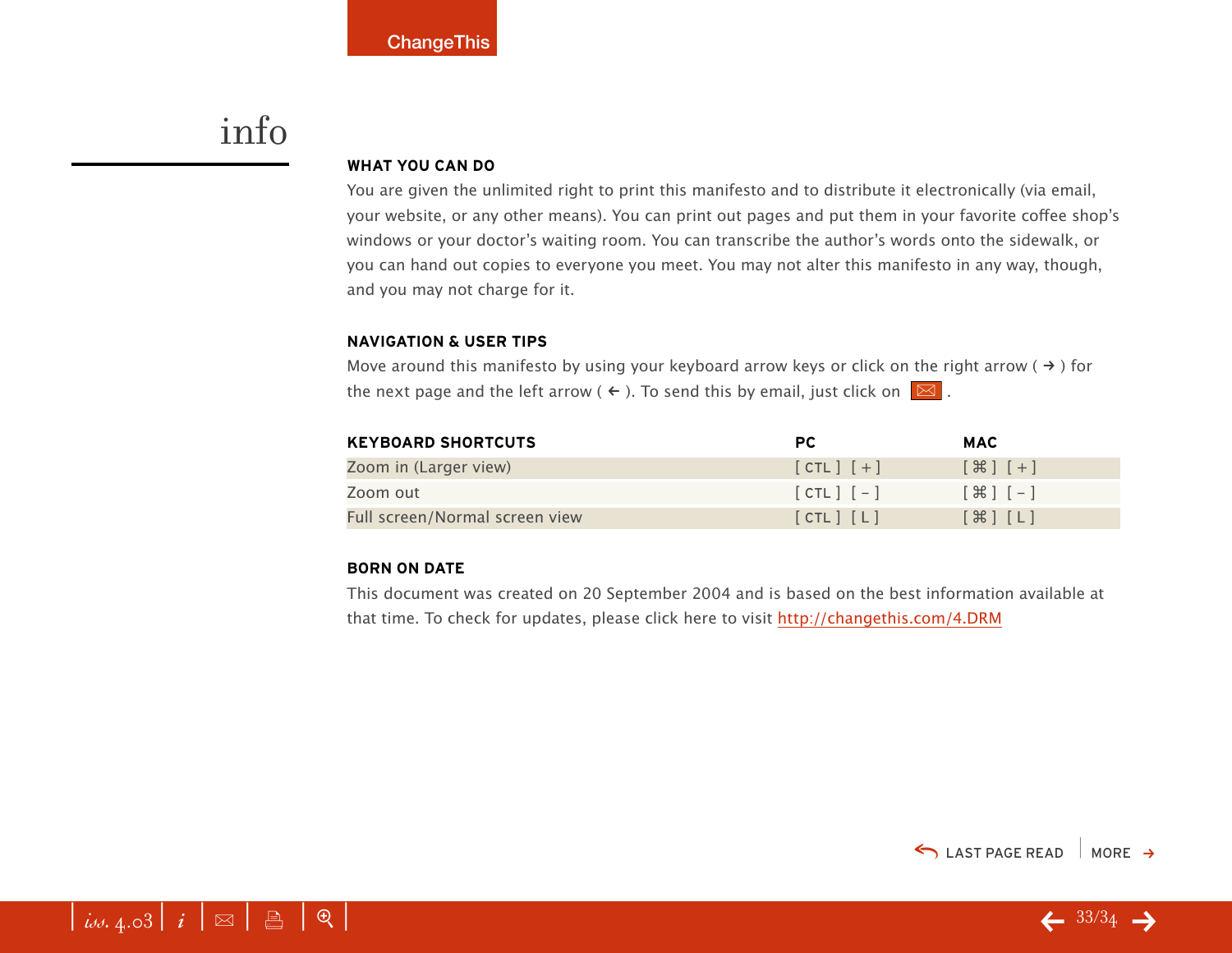# info

## WHAT YOU CAN DO

You are given the unlimited right to print this manifesto and to distribute it electronically (via email, your website, or any other means). You can print out pages and put them in your favorite coffee shop's windows or your doctor's waiting room. You can transcribe the author's words onto the sidewalk, or you can hand out copies to everyone you meet. You may not alter this manifesto in any way, though, and you may not charge for it.

## NAVIGATION & USER TIPS

Move around this manifesto by using your keyboard arrow keys or click on the right arrow ( → ) for the next page and the left arrow ( ← ). To send this by email, just click on ✉ .

| KEYBOARD SHORTCUTS | PC | MAC |
|---|---|---|
| Zoom in (Larger view) | [ CTL ] [ + ] | [ ⌘ ] [ + ] |
| Zoom out | [ CTL ] [ – ] | [ ⌘ ] [ – ] |
| Full screen/Normal screen view | [ CTL ] [ L ] | [ ⌘ ] [ L ] |

## BORN ON DATE

This document was created on 20 September 2004 and is based on the best information available at that time. To check for updates, please click here to visit http://changethis.com/4.DRM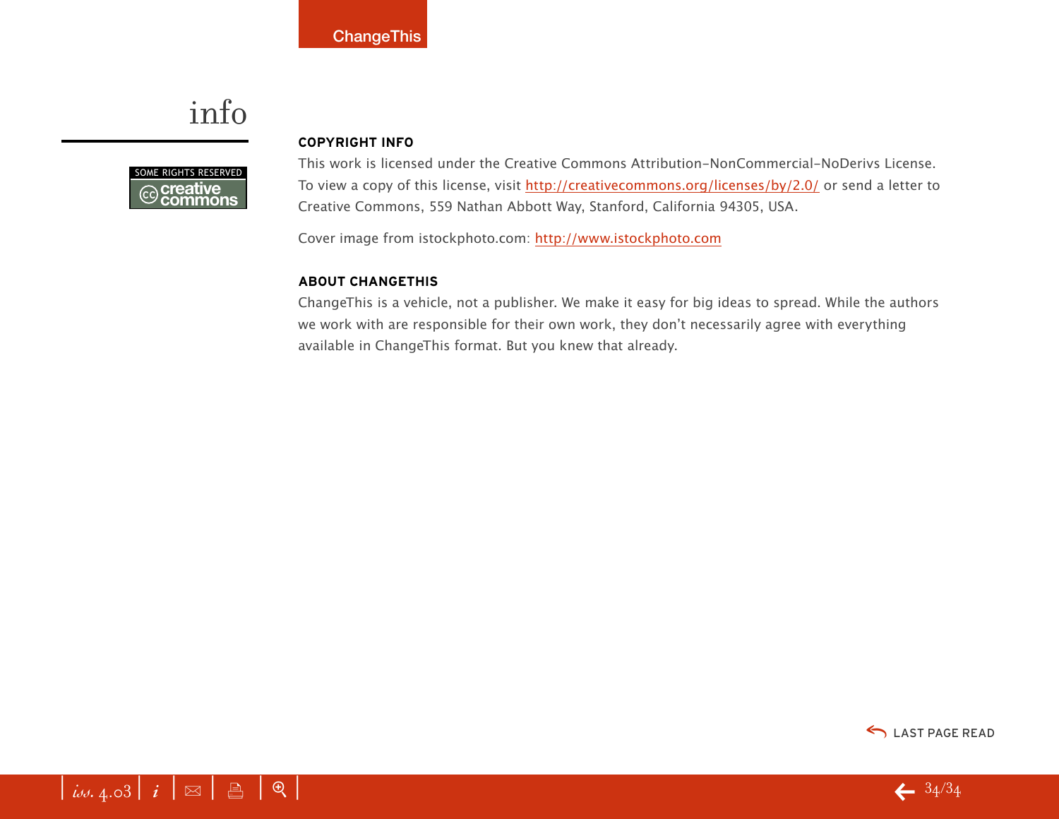# info

SOME RIGHTS RESERVED
creative commons

### COPYRIGHT INFO

This work is licensed under the Creative Commons Attribution-NonCommercial-NoDerivs License. To view a copy of this license, visit http://creativecommons.org/licenses/by/2.0/ or send a letter to Creative Commons, 559 Nathan Abbott Way, Stanford, California 94305, USA.

Cover image from istockphoto.com: http://www.istockphoto.com

### ABOUT CHANGETHIS

ChangeThis is a vehicle, not a publisher. We make it easy for big ideas to spread. While the authors we work with are responsible for their own work, they don't necessarily agree with everything available in ChangeThis format. But you knew that already.